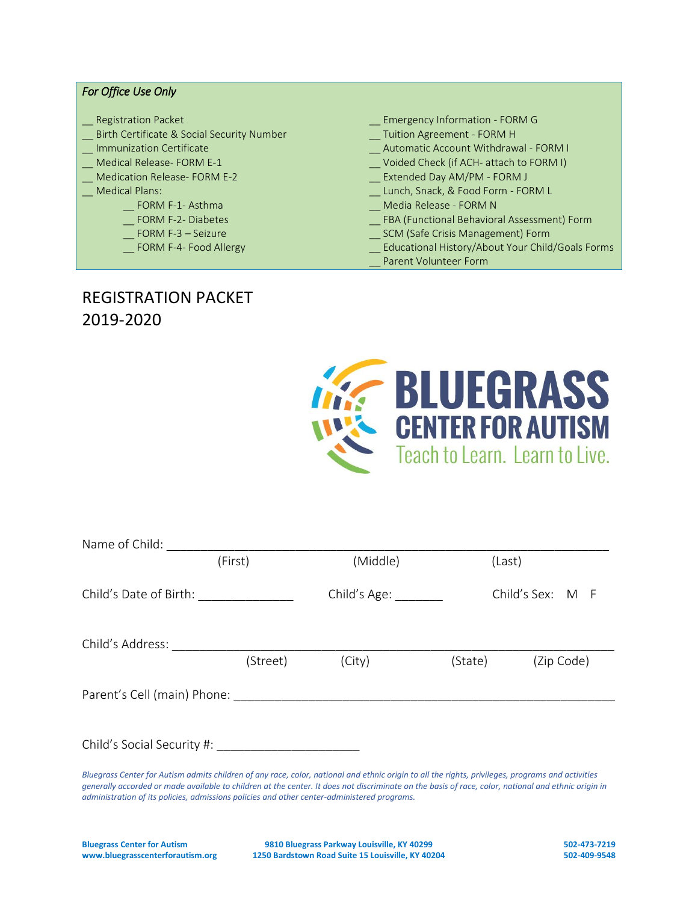*For Office Use Only*

__ Registration Packet
__ Birth Certificate & Social Security Number
__ Immunization Certificate
__ Medical Release- FORM E-1
__ Medication Release- FORM E-2
__ Medical Plans:
  __ FORM F-1- Asthma
  __ FORM F-2- Diabetes
  __ FORM F-3 – Seizure
  __ FORM F-4- Food Allergy

__ Emergency Information - FORM G
__ Tuition Agreement - FORM H
__ Automatic Account Withdrawal - FORM I
__ Voided Check (if ACH- attach to FORM I)
__ Extended Day AM/PM - FORM J
__ Lunch, Snack, & Food Form - FORM L
__ Media Release - FORM N
__ FBA (Functional Behavioral Assessment) Form
__ SCM (Safe Crisis Management) Form
__ Educational History/About Your Child/Goals Forms
__ Parent Volunteer Form

# REGISTRATION PACKET
# 2019-2020

**BLUEGRASS CENTER FOR AUTISM**
Teach to Learn. Learn to Live.

Name of Child: ____________________________________________________________
(First) (Middle) (Last)

Child's Date of Birth: ______________ Child's Age: _______ Child's Sex: M F

Child's Address: __________________________________________________________
(Street) (City) (State) (Zip Code)

Parent's Cell (main) Phone: _________________________________________________

Child's Social Security #: _____________________

*Bluegrass Center for Autism admits children of any race, color, national and ethnic origin to all the rights, privileges, programs and activities generally accorded or made available to children at the center. It does not discriminate on the basis of race, color, national and ethnic origin in administration of its policies, admissions policies and other center-administered programs.*

**Bluegrass Center for Autism**
**www.bluegrasscenterforautism.org**

**9810 Bluegrass Parkway Louisville, KY 40299**
**1250 Bardstown Road Suite 15 Louisville, KY 40204**

**502-473-7219**
**502-409-9548**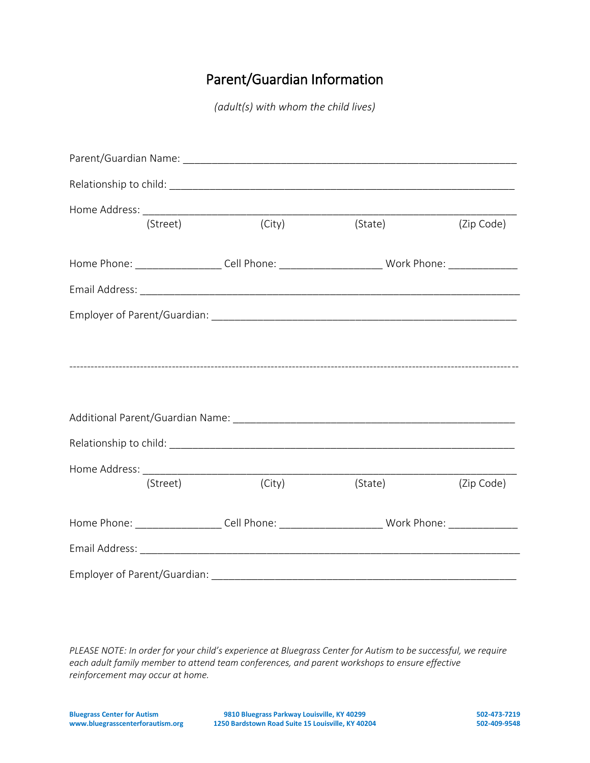# Parent/Guardian Information

*(adult(s) with whom the child lives)*

Parent/Guardian Name: ____________________________________________________________

Relationship to child: ______________________________________________________________

Home Address: _____________________________________________________________________
(Street) (City) (State) (Zip Code)

Home Phone: _______________ Cell Phone: __________________ Work Phone: ____________

Email Address: _____________________________________________________________________

Employer of Parent/Guardian: ______________________________________________________

---

Additional Parent/Guardian Name: __________________________________________________

Relationship to child: ______________________________________________________________

Home Address: _____________________________________________________________________
(Street) (City) (State) (Zip Code)

Home Phone: _______________ Cell Phone: __________________ Work Phone: ____________

Email Address: _____________________________________________________________________

Employer of Parent/Guardian: ______________________________________________________

*PLEASE NOTE: In order for your child's experience at Bluegrass Center for Autism to be successful, we require each adult family member to attend team conferences, and parent workshops to ensure effective reinforcement may occur at home.*

**Bluegrass Center for Autism**
**www.bluegrasscenterforautism.org**

**9810 Bluegrass Parkway Louisville, KY 40299**
**1250 Bardstown Road Suite 15 Louisville, KY 40204**

**502-473-7219**
**502-409-9548**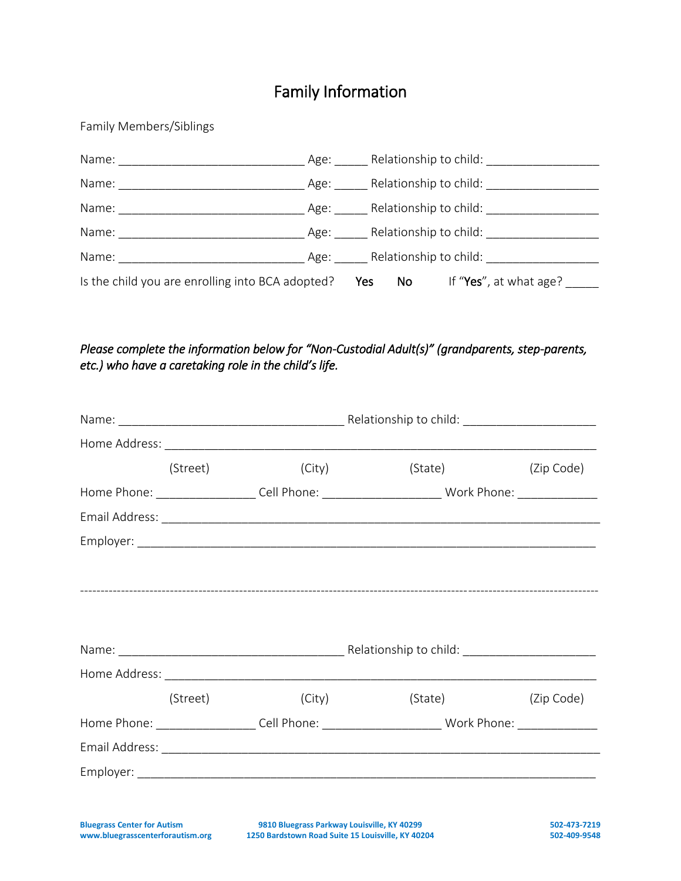# Family Information

Family Members/Siblings

Name: ____________________________ Age: _____ Relationship to child: _________________

Name: ____________________________ Age: _____ Relationship to child: _________________

Name: ____________________________ Age: _____ Relationship to child: _________________

Name: ____________________________ Age: _____ Relationship to child: _________________

Name: ____________________________ Age: _____ Relationship to child: _________________

Is the child you are enrolling into BCA adopted? **Yes** **No** If "**Yes**", at what age? _____

*Please complete the information below for "Non-Custodial Adult(s)" (grandparents, step-parents, etc.) who have a caretaking role in the child's life.*

Name: ___________________________________ Relationship to child: ____________________

Home Address: _________________________________________________________________

(Street) (City) (State) (Zip Code)

Home Phone: _______________ Cell Phone: __________________ Work Phone: ____________

Email Address: _________________________________________________________________

Employer: _____________________________________________________________________

---

Name: ___________________________________ Relationship to child: ____________________

Home Address: _________________________________________________________________

(Street) (City) (State) (Zip Code)

Home Phone: _______________ Cell Phone: __________________ Work Phone: ____________

Email Address: _________________________________________________________________

Employer: _____________________________________________________________________

**Bluegrass Center for Autism** **www.bluegrasscenterforautism.org** **9810 Bluegrass Parkway Louisville, KY 40299** **1250 Bardstown Road Suite 15 Louisville, KY 40204** **502-473-7219** **502-409-9548**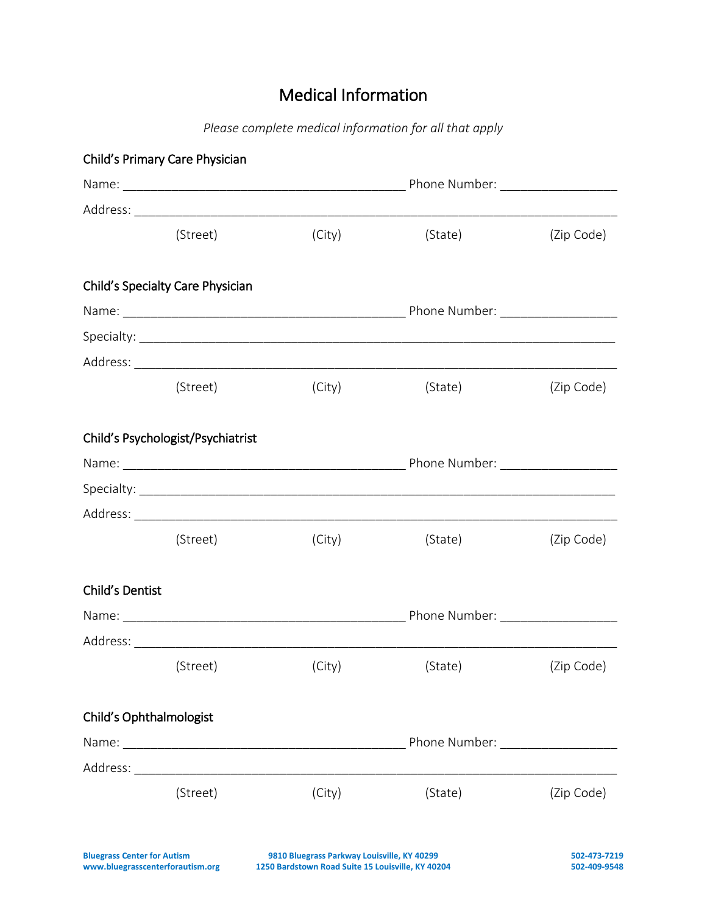# Medical Information

*Please complete medical information for all that apply*

### Child's Primary Care Physician

Name: ___________________________________________ Phone Number: __________________

Address: ________________________________________________________________________

(Street) (City) (State) (Zip Code)

### Child's Specialty Care Physician

Name: ___________________________________________ Phone Number: __________________

Specialty: ______________________________________________________________________

Address: ________________________________________________________________________

(Street) (City) (State) (Zip Code)

### Child's Psychologist/Psychiatrist

Name: ___________________________________________ Phone Number: __________________

Specialty: ______________________________________________________________________

Address: ________________________________________________________________________

(Street) (City) (State) (Zip Code)

### Child's Dentist

Name: ___________________________________________ Phone Number: __________________

Address: ________________________________________________________________________

(Street) (City) (State) (Zip Code)

### Child's Ophthalmologist

Name: ___________________________________________ Phone Number: __________________

Address: ________________________________________________________________________

(Street) (City) (State) (Zip Code)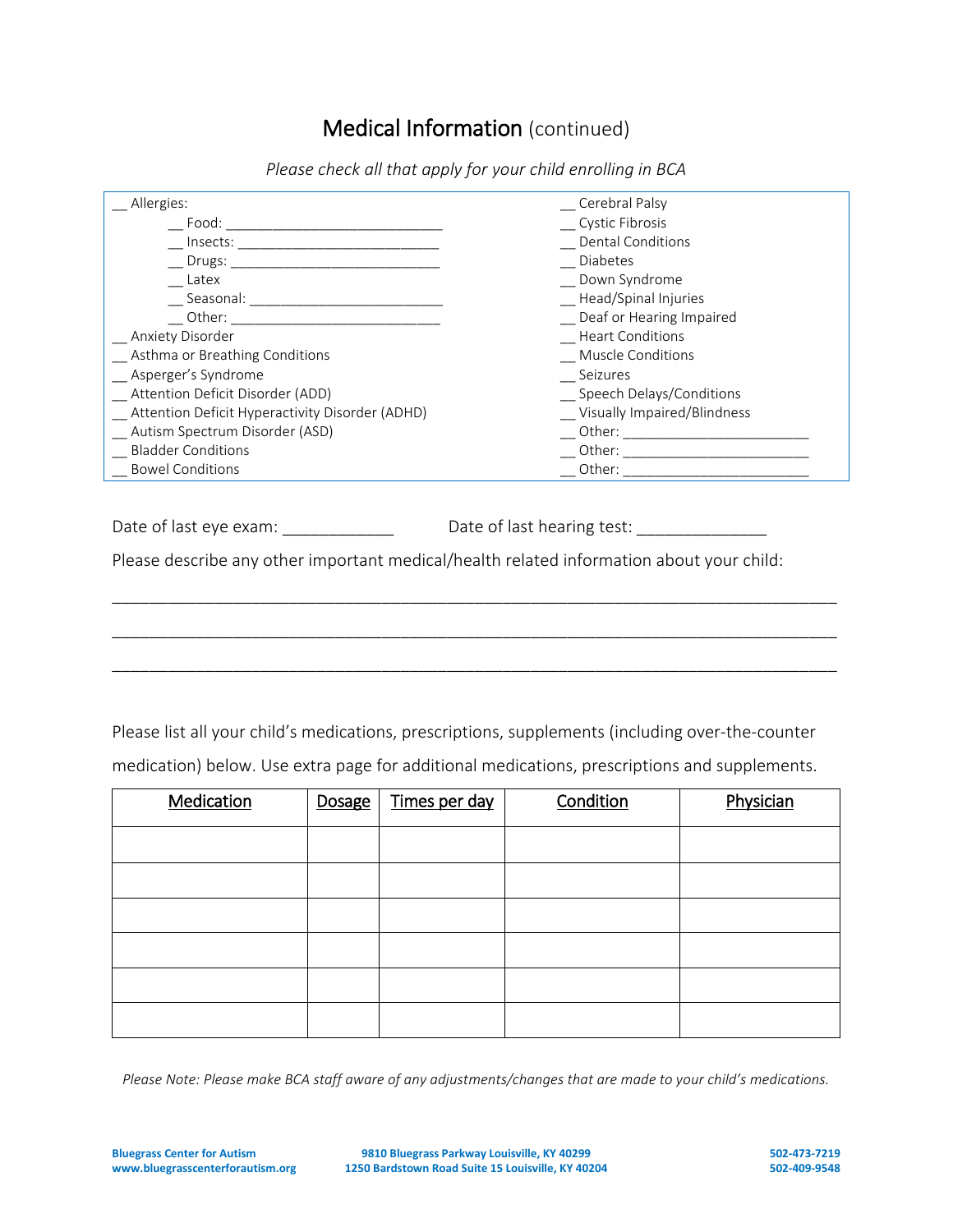# Medical Information (continued)

*Please check all that apply for your child enrolling in BCA*

__ Allergies:

- __ Food: ____________________________
- __ Insects: ___________________________
- __ Drugs: ____________________________
- __ Latex
- __ Seasonal: __________________________
- __ Other: ____________________________

__ Anxiety Disorder
__ Asthma or Breathing Conditions
__ Asperger's Syndrome
__ Attention Deficit Disorder (ADD)
__ Attention Deficit Hyperactivity Disorder (ADHD)
__ Autism Spectrum Disorder (ASD)
__ Bladder Conditions
__ Bowel Conditions
__ Cerebral Palsy
__ Cystic Fibrosis
__ Dental Conditions
__ Diabetes
__ Down Syndrome
__ Head/Spinal Injuries
__ Deaf or Hearing Impaired
__ Heart Conditions
__ Muscle Conditions
__ Seizures
__ Speech Delays/Conditions
__ Visually Impaired/Blindness
__ Other: ________________________
__ Other: ________________________
__ Other: ________________________

Date of last eye exam: ____________ Date of last hearing test: ______________

Please describe any other important medical/health related information about your child:

______________________________________________________________________________

______________________________________________________________________________

______________________________________________________________________________

Please list all your child's medications, prescriptions, supplements (including over-the-counter medication) below. Use extra page for additional medications, prescriptions and supplements.

| Medication | Dosage | Times per day | Condition | Physician |
|---|---|---|---|---|
| | | | | |
| | | | | |
| | | | | |
| | | | | |
| | | | | |
| | | | | |

*Please Note: Please make BCA staff aware of any adjustments/changes that are made to your child's medications.*

**Bluegrass Center for Autism**
**www.bluegrasscenterforautism.org**
**9810 Bluegrass Parkway Louisville, KY 40299**
**1250 Bardstown Road Suite 15 Louisville, KY 40204**
**502-473-7219**
**502-409-9548**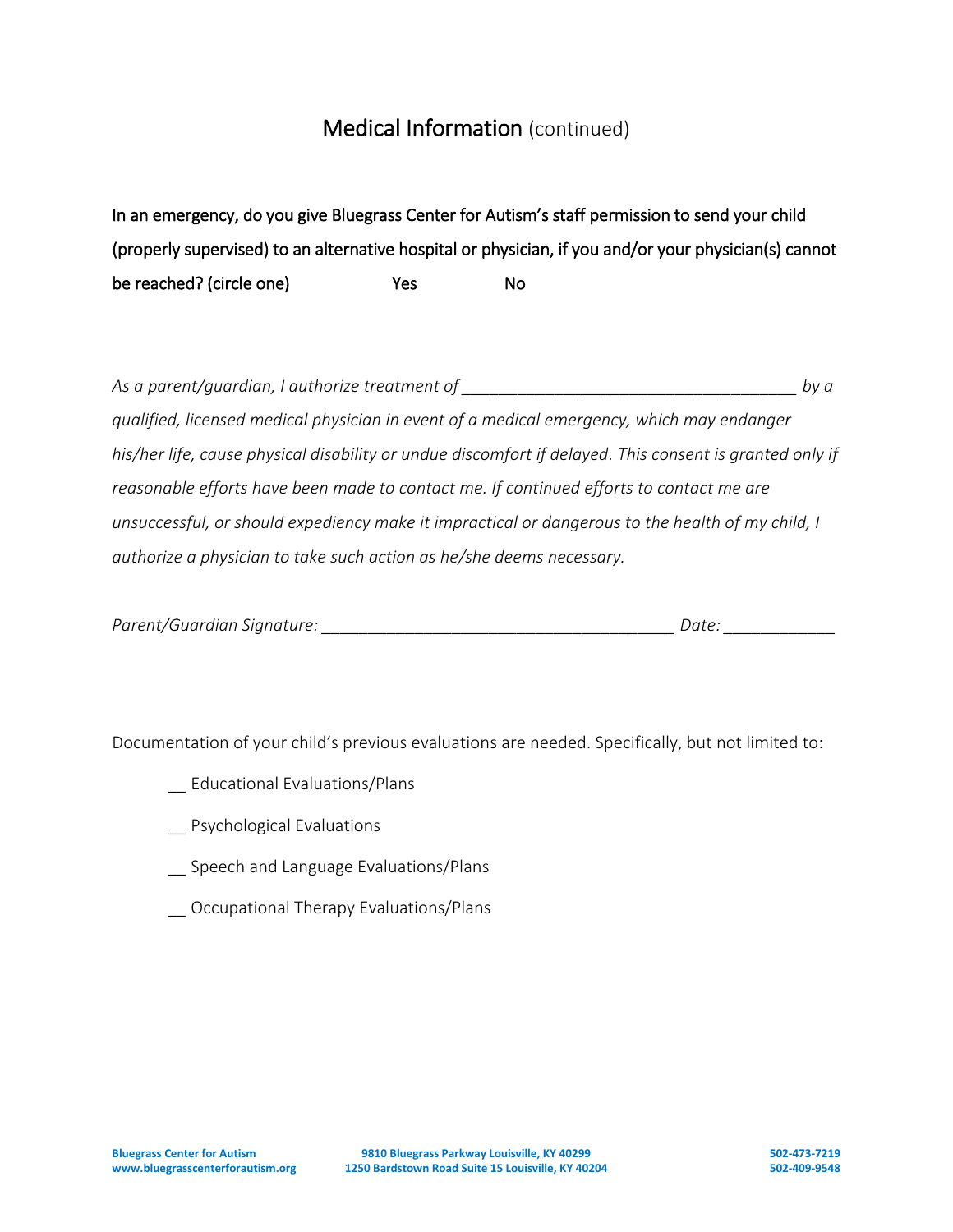# Medical Information (continued)

In an emergency, do you give Bluegrass Center for Autism's staff permission to send your child (properly supervised) to an alternative hospital or physician, if you and/or your physician(s) cannot be reached? (circle one) Yes No

*As a parent/guardian, I authorize treatment of _____________________________________ by a qualified, licensed medical physician in event of a medical emergency, which may endanger his/her life, cause physical disability or undue discomfort if delayed. This consent is granted only if reasonable efforts have been made to contact me. If continued efforts to contact me are unsuccessful, or should expediency make it impractical or dangerous to the health of my child, I authorize a physician to take such action as he/she deems necessary.*

*Parent/Guardian Signature: _______________________________________ Date: ____________*

Documentation of your child's previous evaluations are needed. Specifically, but not limited to:

- __ Educational Evaluations/Plans
- __ Psychological Evaluations
- __ Speech and Language Evaluations/Plans
- __ Occupational Therapy Evaluations/Plans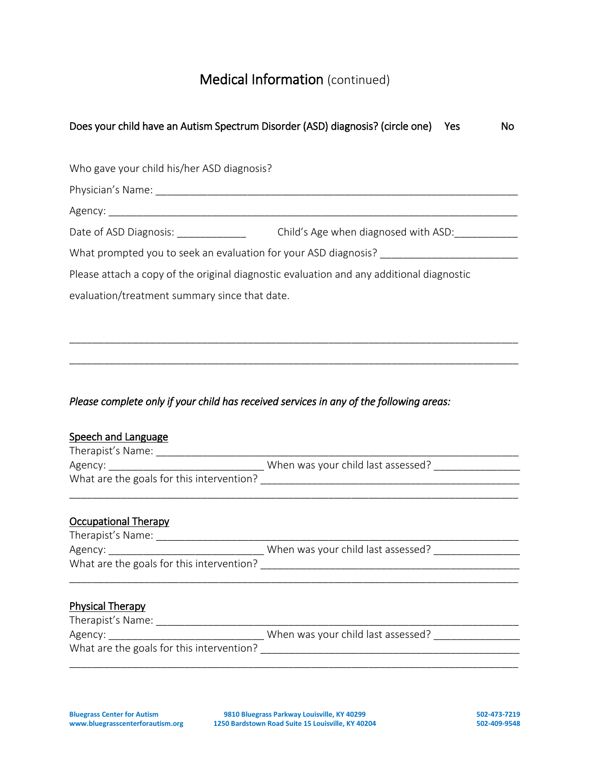# Medical Information (continued)

**Does your child have an Autism Spectrum Disorder (ASD) diagnosis? (circle one)    Yes    No**

Who gave your child his/her ASD diagnosis?

Physician's Name: ___________________________________________________________

Agency: ______________________________________________________________

Date of ASD Diagnosis: ____________    Child's Age when diagnosed with ASD:___________

What prompted you to seek an evaluation for your ASD diagnosis? _______________________

Please attach a copy of the original diagnostic evaluation and any additional diagnostic evaluation/treatment summary since that date.

___________________________________________________________________________

___________________________________________________________________________

*Please complete only if your child has received services in any of the following areas:*

<u>Speech and Language</u>

Therapist's Name: ___________________________________________________________

Agency: ___________________________ When was your child last assessed? _______________

What are the goals for this intervention? _____________________________________________

___________________________________________________________________________

<u>Occupational Therapy</u>

Therapist's Name: ___________________________________________________________

Agency: ___________________________ When was your child last assessed? _______________

What are the goals for this intervention? _____________________________________________

___________________________________________________________________________

<u>Physical Therapy</u>

Therapist's Name: ___________________________________________________________

Agency: ___________________________ When was your child last assessed? _______________

What are the goals for this intervention? _____________________________________________

___________________________________________________________________________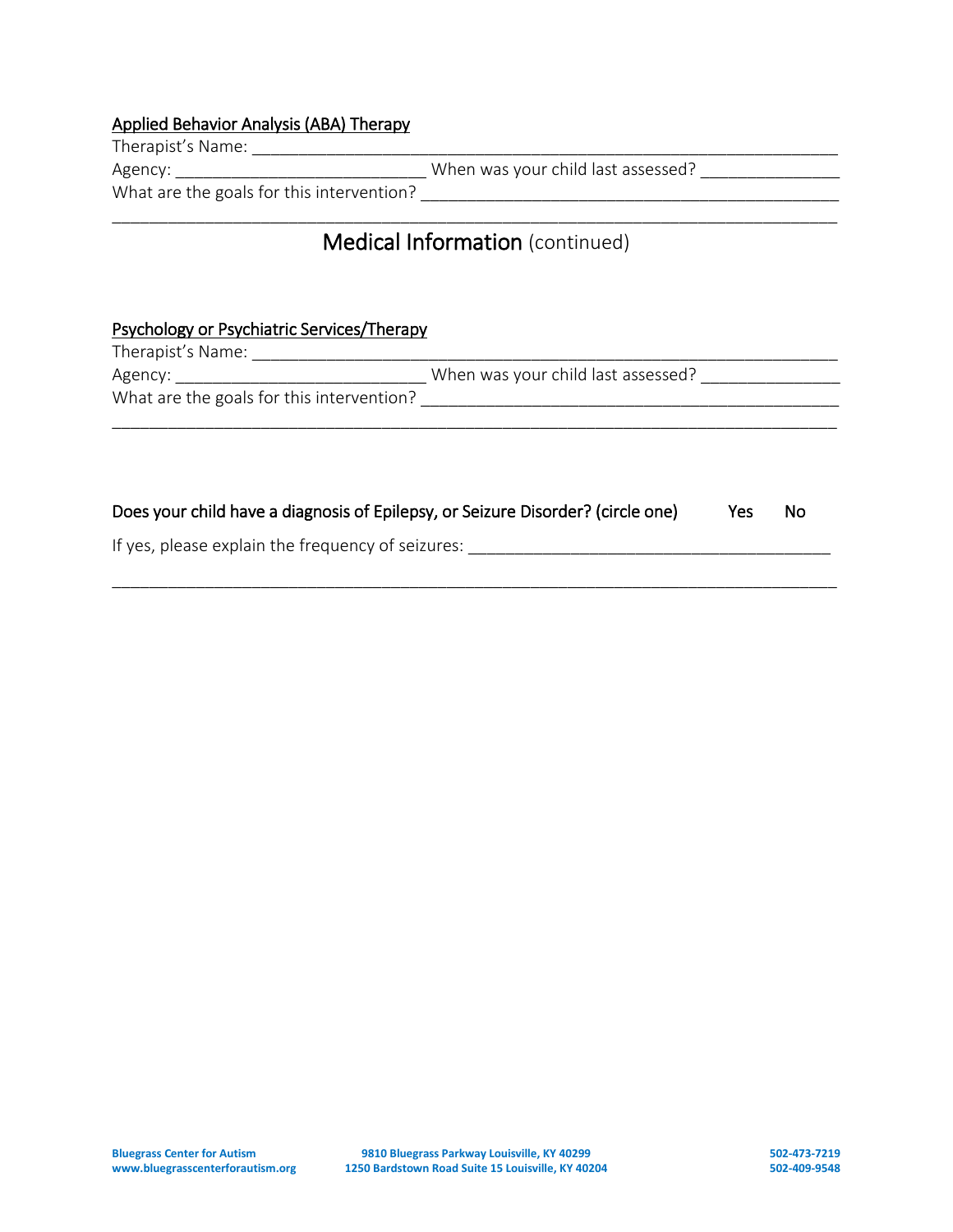Applied Behavior Analysis (ABA) Therapy

Therapist's Name: ___________________________________________________________

Agency: ___________________________ When was your child last assessed? _______________

What are the goals for this intervention? _______________________________________________

_______________________________________________________________________________

## Medical Information (continued)

Psychology or Psychiatric Services/Therapy

Therapist's Name: ___________________________________________________________

Agency: ___________________________ When was your child last assessed? _______________

What are the goals for this intervention? _______________________________________________

_______________________________________________________________________________

**Does your child have a diagnosis of Epilepsy, or Seizure Disorder? (circle one)    Yes    No**

If yes, please explain the frequency of seizures: _______________________________________

_______________________________________________________________________________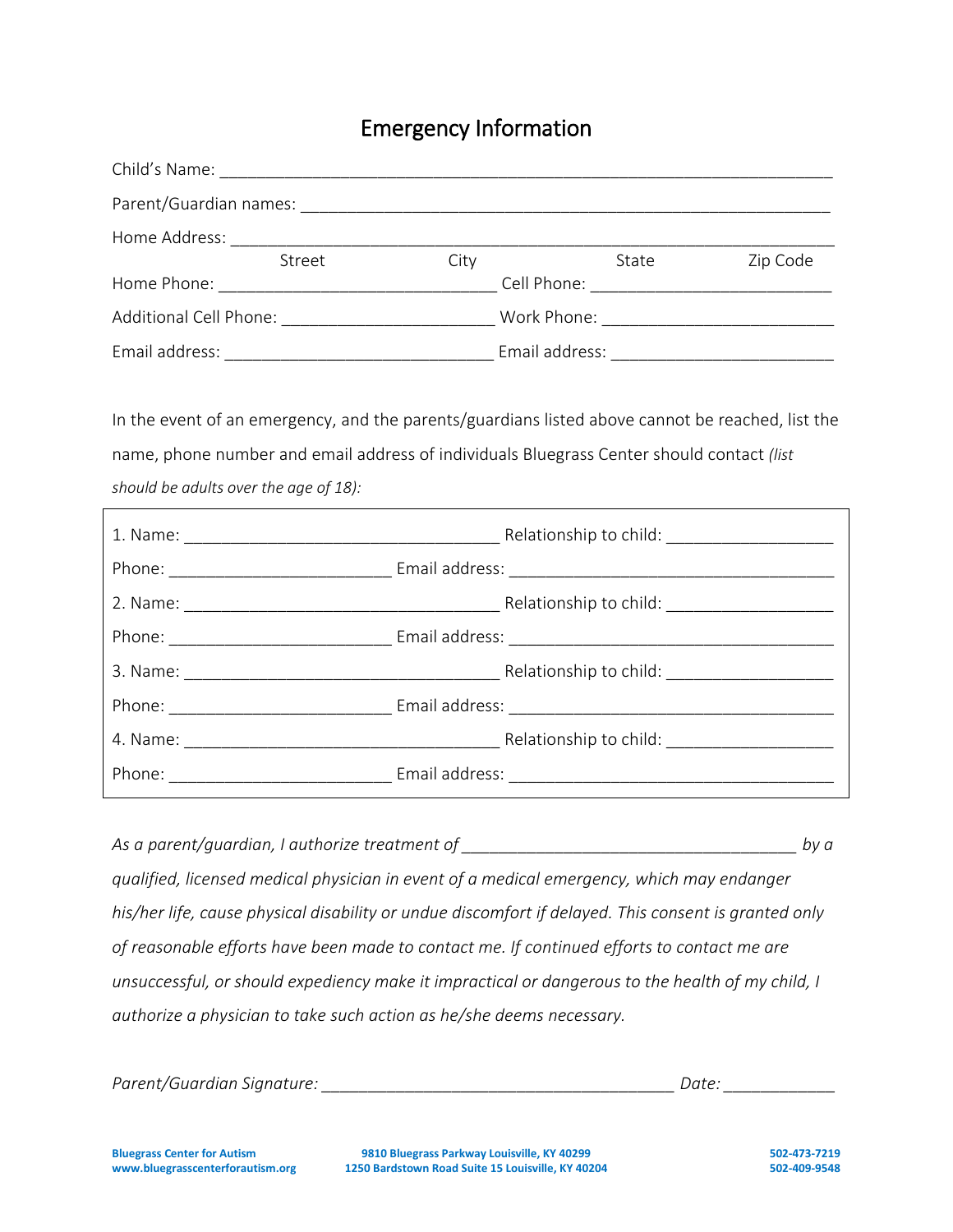# Emergency Information

Child's Name: ______________________________________________________________________

Parent/Guardian names: ____________________________________________________________

Home Address: ______________________________________________________________________
Street City State Zip Code

Home Phone: _______________________________ Cell Phone: ___________________________

Additional Cell Phone: _______________________ Work Phone: __________________________

Email address: ______________________________ Email address: ________________________

In the event of an emergency, and the parents/guardians listed above cannot be reached, list the name, phone number and email address of individuals Bluegrass Center should contact *(list should be adults over the age of 18):*

1. Name: ___________________________________ Relationship to child: __________________

Phone: ________________________ Email address: ____________________________________

2. Name: ___________________________________ Relationship to child: __________________

Phone: ________________________ Email address: ____________________________________

3. Name: ___________________________________ Relationship to child: __________________

Phone: ________________________ Email address: ____________________________________

4. Name: ___________________________________ Relationship to child: __________________

Phone: ________________________ Email address: ____________________________________

*As a parent/guardian, I authorize treatment of _____________________________________ by a qualified, licensed medical physician in event of a medical emergency, which may endanger his/her life, cause physical disability or undue discomfort if delayed. This consent is granted only of reasonable efforts have been made to contact me. If continued efforts to contact me are unsuccessful, or should expediency make it impractical or dangerous to the health of my child, I authorize a physician to take such action as he/she deems necessary.*

*Parent/Guardian Signature:* _______________________________________ *Date:* ____________

**Bluegrass Center for Autism**
**www.bluegrasscenterforautism.org**

**9810 Bluegrass Parkway Louisville, KY 40299**
**1250 Bardstown Road Suite 15 Louisville, KY 40204**

**502-473-7219**
**502-409-9548**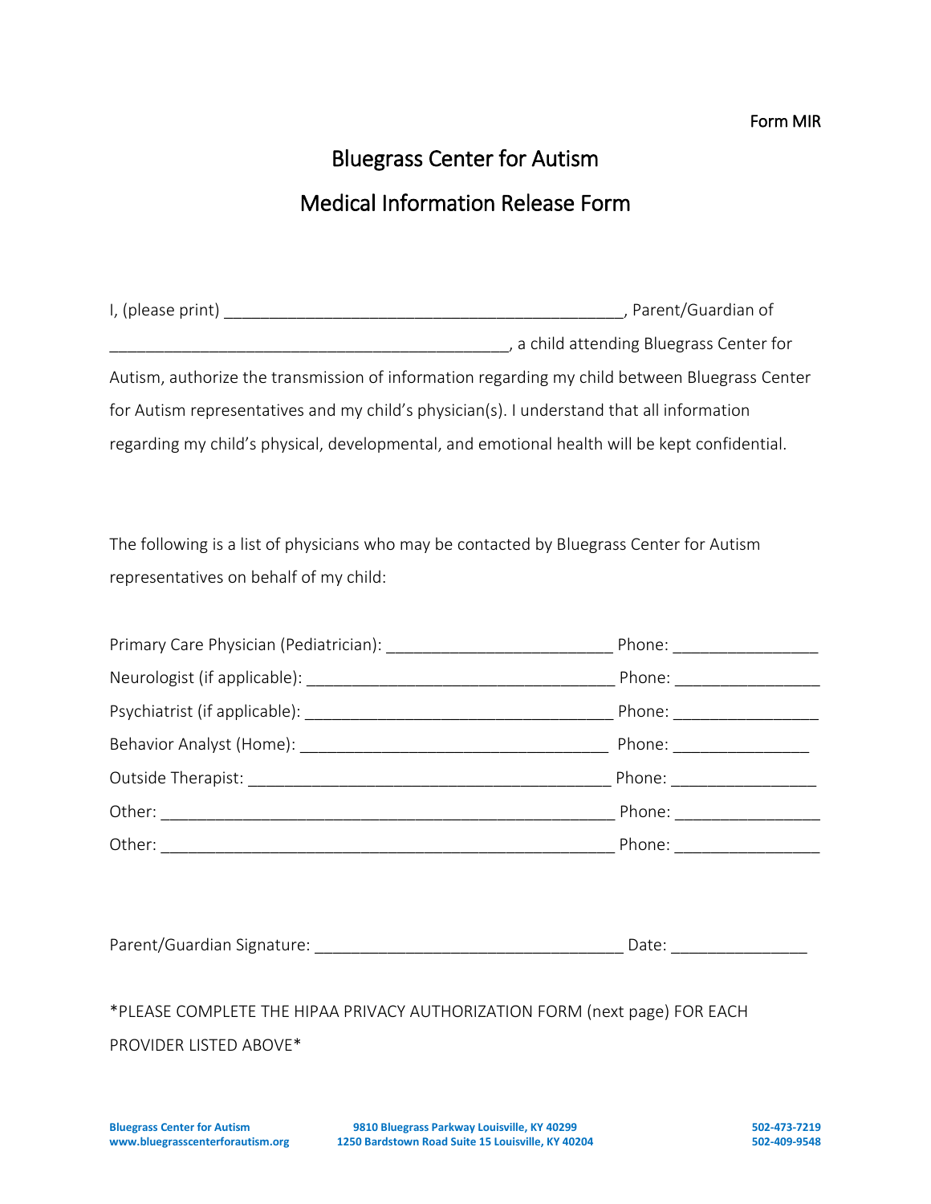Form MIR

# Bluegrass Center for Autism

## Medical Information Release Form

I, (please print) _____________________________________________, Parent/Guardian of _____________________________________________, a child attending Bluegrass Center for Autism, authorize the transmission of information regarding my child between Bluegrass Center for Autism representatives and my child's physician(s). I understand that all information regarding my child's physical, developmental, and emotional health will be kept confidential.

The following is a list of physicians who may be contacted by Bluegrass Center for Autism representatives on behalf of my child:

Primary Care Physician (Pediatrician): __________________________ Phone: ________________

Neurologist (if applicable): ___________________________________ Phone: ________________

Psychiatrist (if applicable): ___________________________________ Phone: ________________

Behavior Analyst (Home): ____________________________________ Phone: _______________

Outside Therapist: __________________________________________ Phone: ________________

Other: ____________________________________________________ Phone: ________________

Other: ____________________________________________________ Phone: ________________

Parent/Guardian Signature: ___________________________________ Date: _______________

*PLEASE COMPLETE THE HIPAA PRIVACY AUTHORIZATION FORM (next page) FOR EACH PROVIDER LISTED ABOVE*

**Bluegrass Center for Autism**
**www.bluegrasscenterforautism.org**
**9810 Bluegrass Parkway Louisville, KY 40299**
**1250 Bardstown Road Suite 15 Louisville, KY 40204**
**502-473-7219**
**502-409-9548**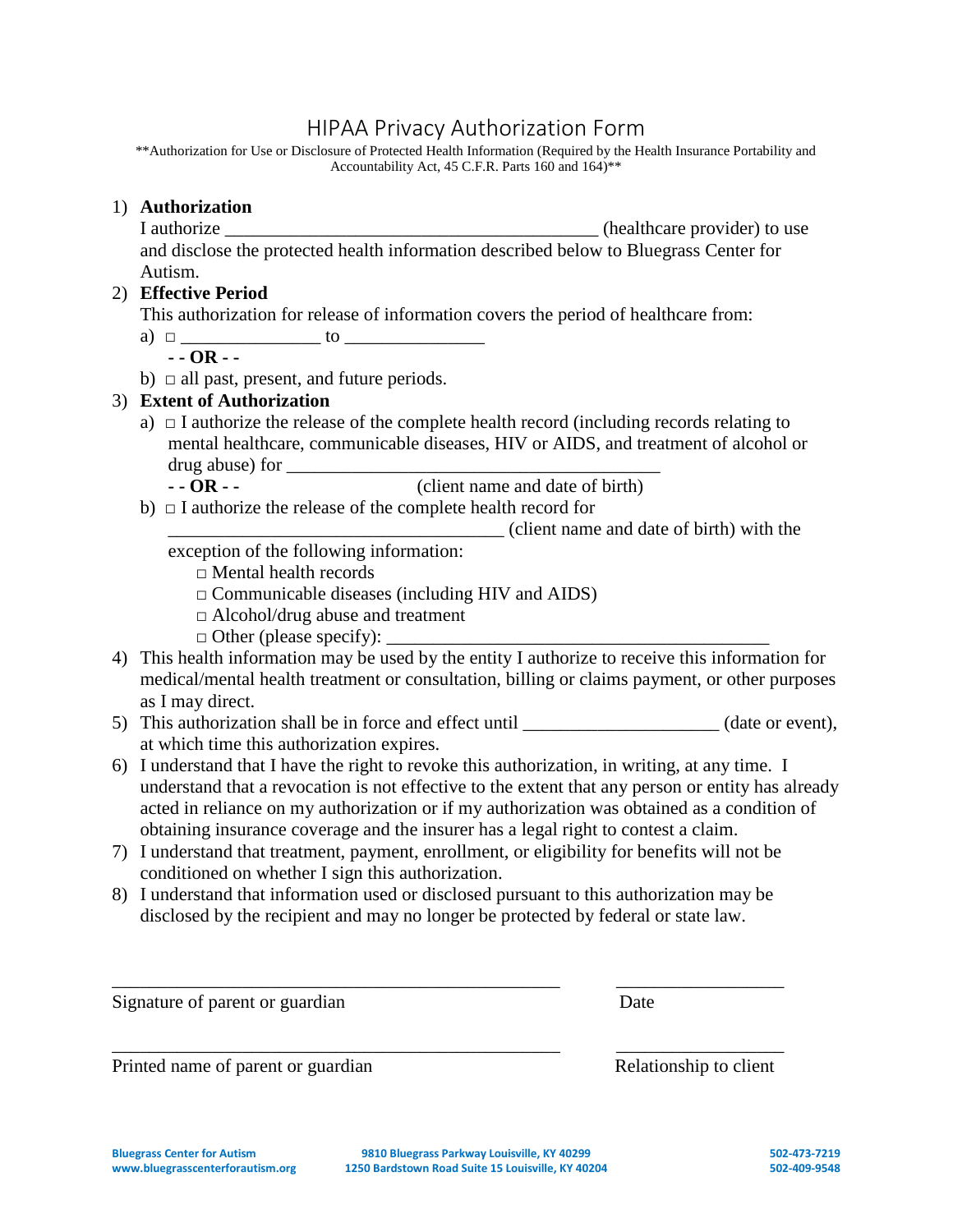# HIPAA Privacy Authorization Form

**Authorization for Use or Disclosure of Protected Health Information (Required by the Health Insurance Portability and Accountability Act, 45 C.F.R. Parts 160 and 164)**

1) **Authorization**
   I authorize ________________________________________ (healthcare provider) to use and disclose the protected health information described below to Bluegrass Center for Autism.

2) **Effective Period**
   This authorization for release of information covers the period of healthcare from:
   a) □ _______________ to _______________
      **- - OR - -**
   b) □ all past, present, and future periods.

3) **Extent of Authorization**
   a) □ I authorize the release of the complete health record (including records relating to mental healthcare, communicable diseases, HIV or AIDS, and treatment of alcohol or drug abuse) for ________________________________________ (client name and date of birth)
      **- - OR - -**
   b) □ I authorize the release of the complete health record for ____________________________________ (client name and date of birth) with the exception of the following information:
      - □ Mental health records
      - □ Communicable diseases (including HIV and AIDS)
      - □ Alcohol/drug abuse and treatment
      - □ Other (please specify): ________________________________________

4) This health information may be used by the entity I authorize to receive this information for medical/mental health treatment or consultation, billing or claims payment, or other purposes as I may direct.

5) This authorization shall be in force and effect until _____________________ (date or event), at which time this authorization expires.

6) I understand that I have the right to revoke this authorization, in writing, at any time. I understand that a revocation is not effective to the extent that any person or entity has already acted in reliance on my authorization or if my authorization was obtained as a condition of obtaining insurance coverage and the insurer has a legal right to contest a claim.

7) I understand that treatment, payment, enrollment, or eligibility for benefits will not be conditioned on whether I sign this authorization.

8) I understand that information used or disclosed pursuant to this authorization may be disclosed by the recipient and may no longer be protected by federal or state law.

_________________________________________________ __________________

Signature of parent or guardian Date

_________________________________________________ __________________

Printed name of parent or guardian Relationship to client

**Bluegrass Center for Autism** **9810 Bluegrass Parkway Louisville, KY 40299** **502-473-7219**
**www.bluegrasscenterforautism.org** **1250 Bardstown Road Suite 15 Louisville, KY 40204** **502-409-9548**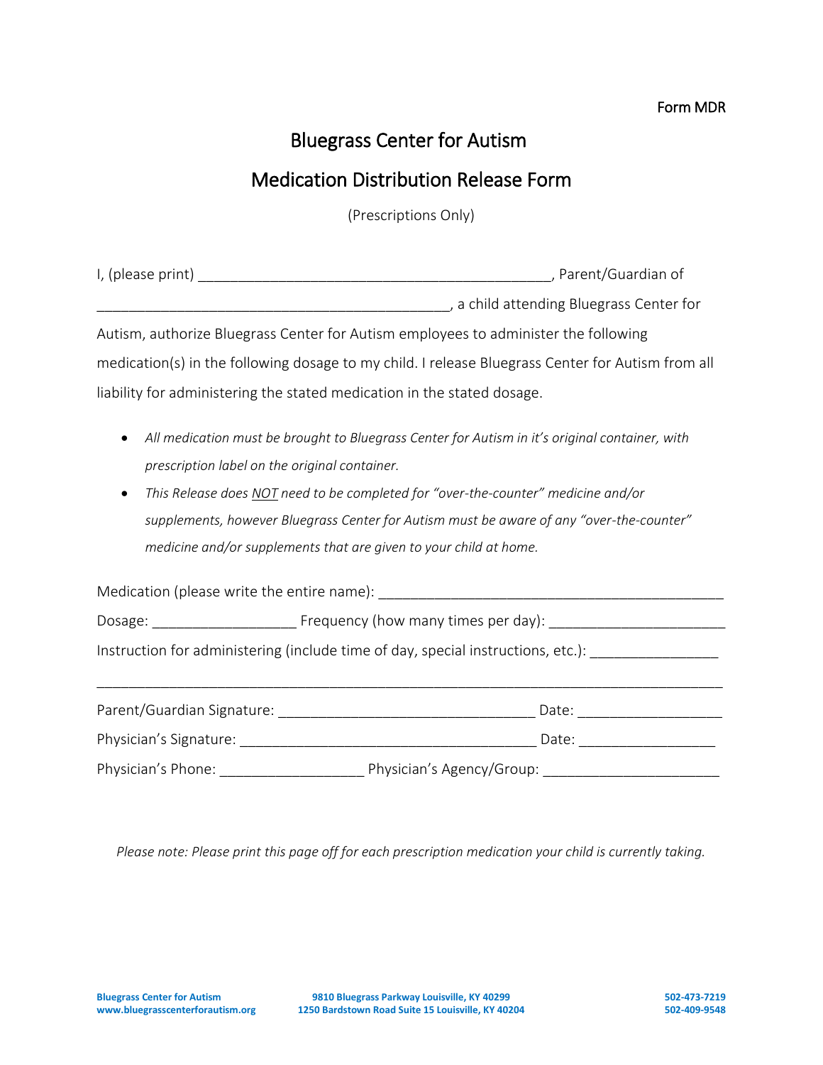Form MDR

# Bluegrass Center for Autism

## Medication Distribution Release Form

(Prescriptions Only)

I, (please print) _____________________________________________, Parent/Guardian of _____________________________________________, a child attending Bluegrass Center for Autism, authorize Bluegrass Center for Autism employees to administer the following medication(s) in the following dosage to my child. I release Bluegrass Center for Autism from all liability for administering the stated medication in the stated dosage.

- *All medication must be brought to Bluegrass Center for Autism in it's original container, with prescription label on the original container.*
- *This Release does NOT need to be completed for "over-the-counter" medicine and/or supplements, however Bluegrass Center for Autism must be aware of any "over-the-counter" medicine and/or supplements that are given to your child at home.*

Medication (please write the entire name): _____________________________________________

Dosage: __________________ Frequency (how many times per day): ______________________

Instruction for administering (include time of day, special instructions, etc.): ________________

_____________________________________________________________________________

Parent/Guardian Signature: ________________________________ Date: __________________

Physician's Signature: _____________________________________ Date: _________________

Physician's Phone: __________________ Physician's Agency/Group: ______________________

*Please note: Please print this page off for each prescription medication your child is currently taking.*

**Bluegrass Center for Autism**
**www.bluegrasscenterforautism.org**

**9810 Bluegrass Parkway Louisville, KY 40299**
**1250 Bardstown Road Suite 15 Louisville, KY 40204**

**502-473-7219**
**502-409-9548**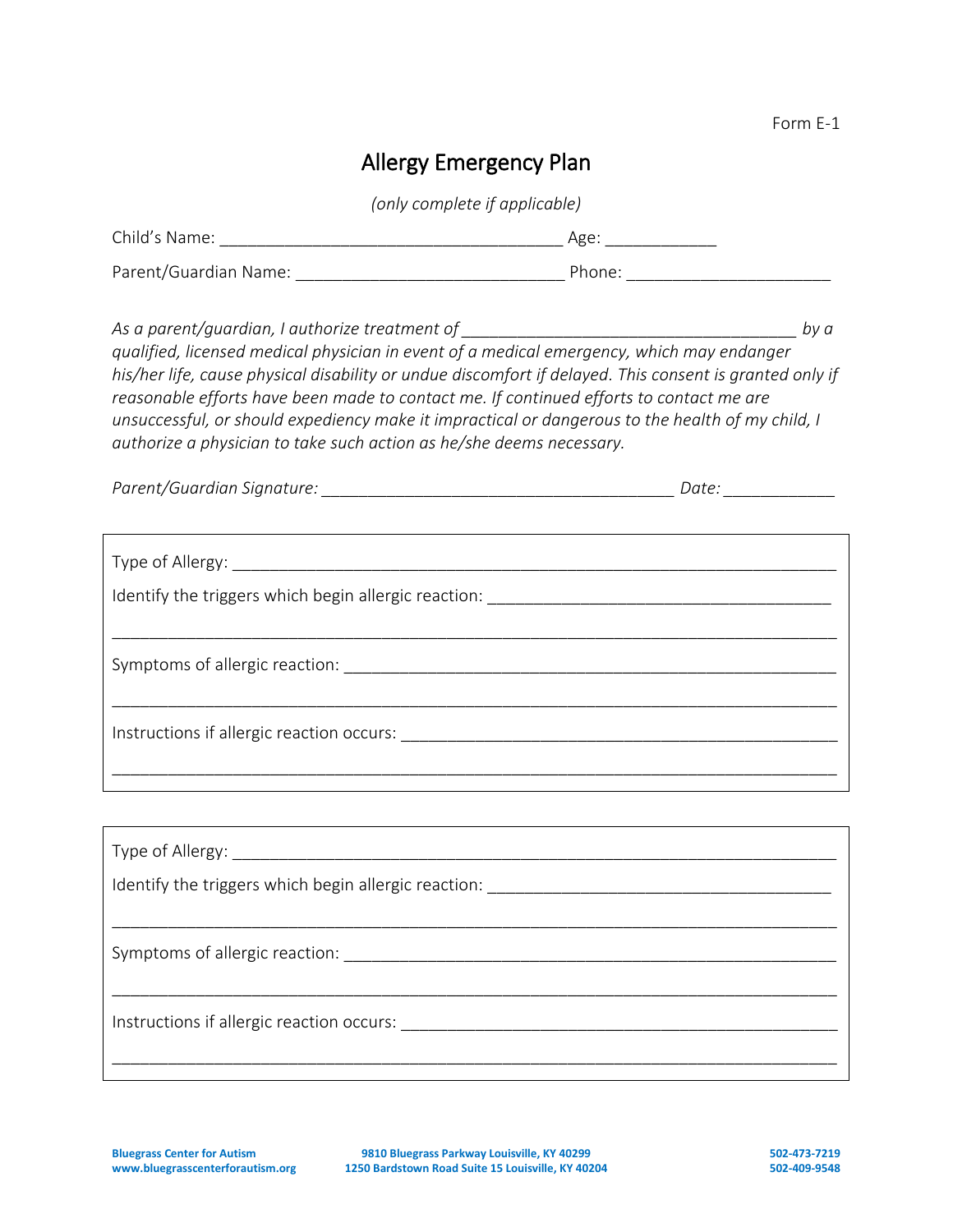Form E-1

# Allergy Emergency Plan

*(only complete if applicable)*

Child's Name: ____________________________________ Age: ___________

Parent/Guardian Name: ____________________________ Phone: _____________________

*As a parent/guardian, I authorize treatment of ___________________________________ by a qualified, licensed medical physician in event of a medical emergency, which may endanger his/her life, cause physical disability or undue discomfort if delayed. This consent is granted only if reasonable efforts have been made to contact me. If continued efforts to contact me are unsuccessful, or should expediency make it impractical or dangerous to the health of my child, I authorize a physician to take such action as he/she deems necessary.*

*Parent/Guardian Signature:* _____________________________________ *Date:* ___________

Type of Allergy: ____________________________________________________________

Identify the triggers which begin allergic reaction: __________________________________

______________________________________________________________________________

Symptoms of allergic reaction: ____________________________________________________

______________________________________________________________________________

Instructions if allergic reaction occurs: _____________________________________________

______________________________________________________________________________

Type of Allergy: ____________________________________________________________

Identify the triggers which begin allergic reaction: __________________________________

______________________________________________________________________________

Symptoms of allergic reaction: ____________________________________________________

______________________________________________________________________________

Instructions if allergic reaction occurs: _____________________________________________

______________________________________________________________________________

**Bluegrass Center for Autism** **www.bluegrasscenterforautism.org**
**9810 Bluegrass Parkway Louisville, KY 40299** **1250 Bardstown Road Suite 15 Louisville, KY 40204**
**502-473-7219** **502-409-9548**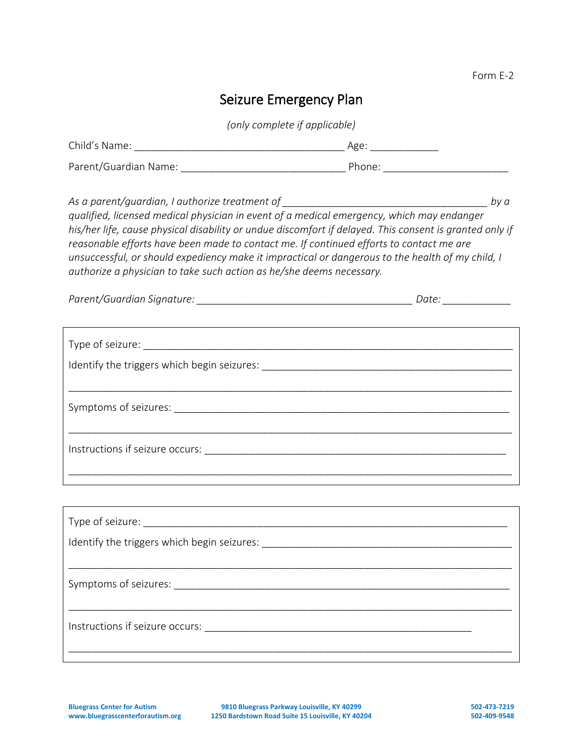Form E-2

# Seizure Emergency Plan

*(only complete if applicable)*

Child's Name: ______________________________________ Age: ____________

Parent/Guardian Name: _____________________________ Phone: ______________________

*As a parent/guardian, I authorize treatment of _____________________________________ by a qualified, licensed medical physician in event of a medical emergency, which may endanger his/her life, cause physical disability or undue discomfort if delayed. This consent is granted only if reasonable efforts have been made to contact me. If continued efforts to contact me are unsuccessful, or should expediency make it impractical or dangerous to the health of my child, I authorize a physician to take such action as he/she deems necessary.*

*Parent/Guardian Signature:* _______________________________________ *Date:* ____________

---

Type of seizure: _________________________________________________________________

Identify the triggers which begin seizures: ____________________________________________

__________________________________________________________________________________

Symptoms of seizures: _____________________________________________________________

__________________________________________________________________________________

Instructions if seizure occurs: ______________________________________________________

__________________________________________________________________________________

---

Type of seizure: _________________________________________________________________

Identify the triggers which begin seizures: ____________________________________________

__________________________________________________________________________________

Symptoms of seizures: _____________________________________________________________

__________________________________________________________________________________

Instructions if seizure occurs: ______________________________________________________

__________________________________________________________________________________

---

**Bluegrass Center for Autism**
**www.bluegrasscenterforautism.org**

**9810 Bluegrass Parkway Louisville, KY 40299**
**1250 Bardstown Road Suite 15 Louisville, KY 40204**

**502-473-7219**
**502-409-9548**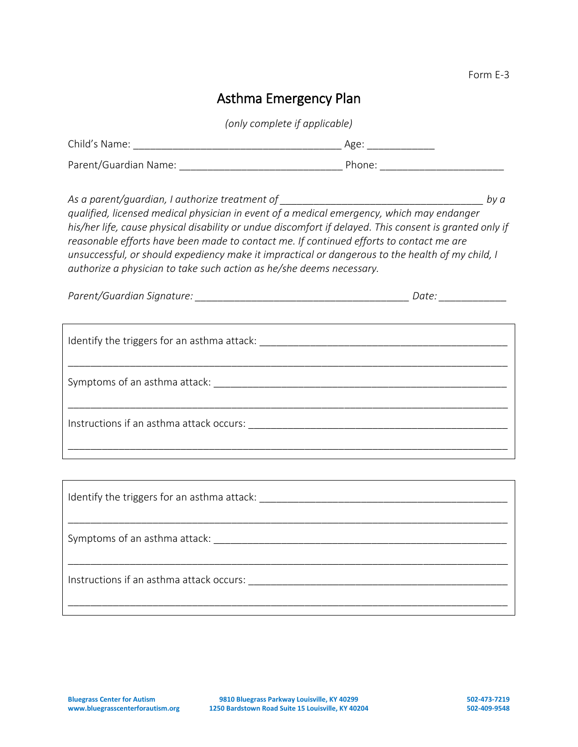Form E-3

# Asthma Emergency Plan

*(only complete if applicable)*

Child's Name: ____________________________________ Age: ___________

Parent/Guardian Name: ____________________________ Phone: _____________________

*As a parent/guardian, I authorize treatment of __________________________________ by a qualified, licensed medical physician in event of a medical emergency, which may endanger his/her life, cause physical disability or undue discomfort if delayed. This consent is granted only if reasonable efforts have been made to contact me. If continued efforts to contact me are unsuccessful, or should expediency make it impractical or dangerous to the health of my child, I authorize a physician to take such action as he/she deems necessary.*

*Parent/Guardian Signature:* ____________________________________ *Date:* ___________

---

Identify the triggers for an asthma attack: ________________________________________

___________________________________________________________________________

Symptoms of an asthma attack: _______________________________________________

___________________________________________________________________________

Instructions if an asthma attack occurs: ________________________________________

___________________________________________________________________________

---

Identify the triggers for an asthma attack: ________________________________________

___________________________________________________________________________

Symptoms of an asthma attack: _______________________________________________

___________________________________________________________________________

Instructions if an asthma attack occurs: ________________________________________

___________________________________________________________________________

---

**Bluegrass Center for Autism**
**www.bluegrasscenterforautism.org**

**9810 Bluegrass Parkway Louisville, KY 40299**
**1250 Bardstown Road Suite 15 Louisville, KY 40204**

**502-473-7219**
**502-409-9548**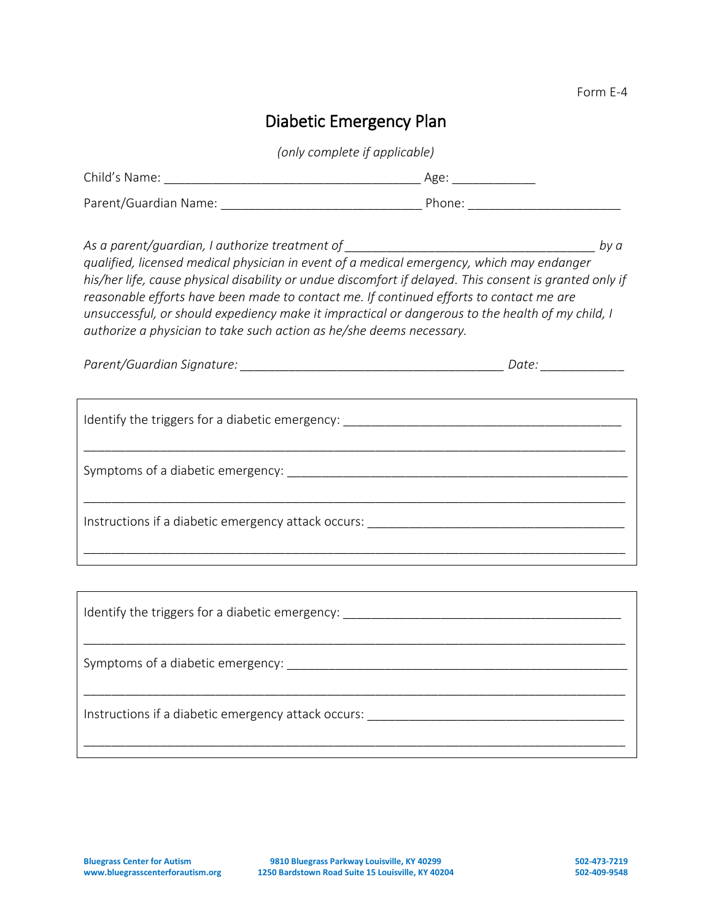Form E-4

# Diabetic Emergency Plan

*(only complete if applicable)*

Child's Name: ______________________________________ Age: ____________

Parent/Guardian Name: _____________________________ Phone: ______________________

*As a parent/guardian, I authorize treatment of _____________________________________ by a qualified, licensed medical physician in event of a medical emergency, which may endanger his/her life, cause physical disability or undue discomfort if delayed. This consent is granted only if reasonable efforts have been made to contact me. If continued efforts to contact me are unsuccessful, or should expediency make it impractical or dangerous to the health of my child, I authorize a physician to take such action as he/she deems necessary.*

*Parent/Guardian Signature:* _______________________________________ *Date:* ____________

Identify the triggers for a diabetic emergency: _________________________________________

_______________________________________________________________________________

Symptoms of a diabetic emergency: ______________________________________________

_______________________________________________________________________________

Instructions if a diabetic emergency attack occurs: _____________________________________

_______________________________________________________________________________

Identify the triggers for a diabetic emergency: _________________________________________

_______________________________________________________________________________

Symptoms of a diabetic emergency: ______________________________________________

_______________________________________________________________________________

Instructions if a diabetic emergency attack occurs: _____________________________________

_______________________________________________________________________________

**Bluegrass Center for Autism**
**www.bluegrasscenterforautism.org**

**9810 Bluegrass Parkway Louisville, KY 40299**
**1250 Bardstown Road Suite 15 Louisville, KY 40204**

**502-473-7219**
**502-409-9548**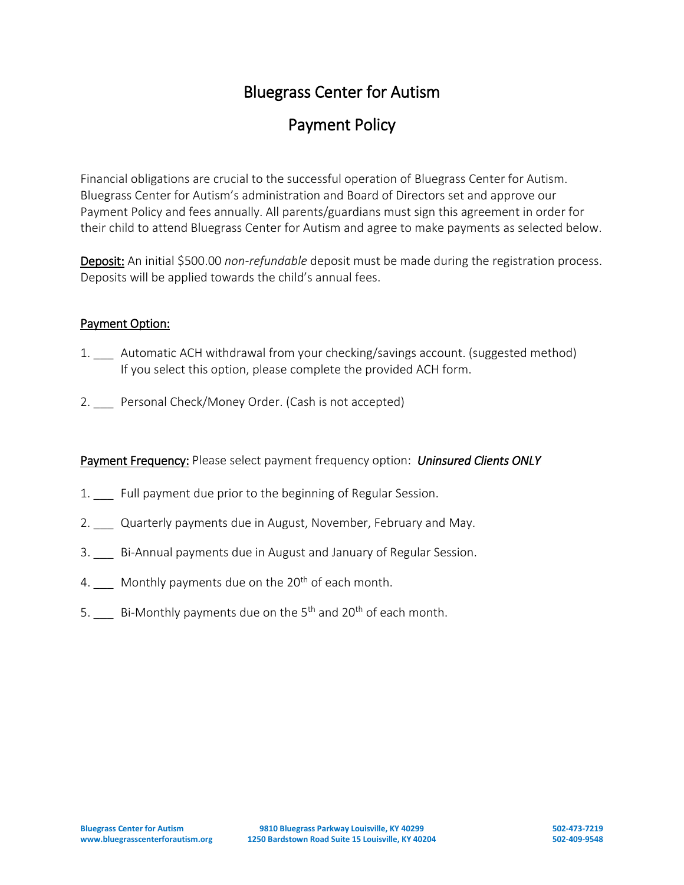# Bluegrass Center for Autism

## Payment Policy

Financial obligations are crucial to the successful operation of Bluegrass Center for Autism. Bluegrass Center for Autism's administration and Board of Directors set and approve our Payment Policy and fees annually. All parents/guardians must sign this agreement in order for their child to attend Bluegrass Center for Autism and agree to make payments as selected below.

**Deposit:** An initial $500.00 *non-refundable* deposit must be made during the registration process. Deposits will be applied towards the child's annual fees.

**Payment Option:**

1. ___ Automatic ACH withdrawal from your checking/savings account. (suggested method) If you select this option, please complete the provided ACH form.

2. ___ Personal Check/Money Order. (Cash is not accepted)

**Payment Frequency:** Please select payment frequency option: ***Uninsured Clients ONLY***

1. ___ Full payment due prior to the beginning of Regular Session.

2. ___ Quarterly payments due in August, November, February and May.

3. ___ Bi-Annual payments due in August and January of Regular Session.

4. ___ Monthly payments due on the 20th of each month.

5. ___ Bi-Monthly payments due on the 5th and 20th of each month.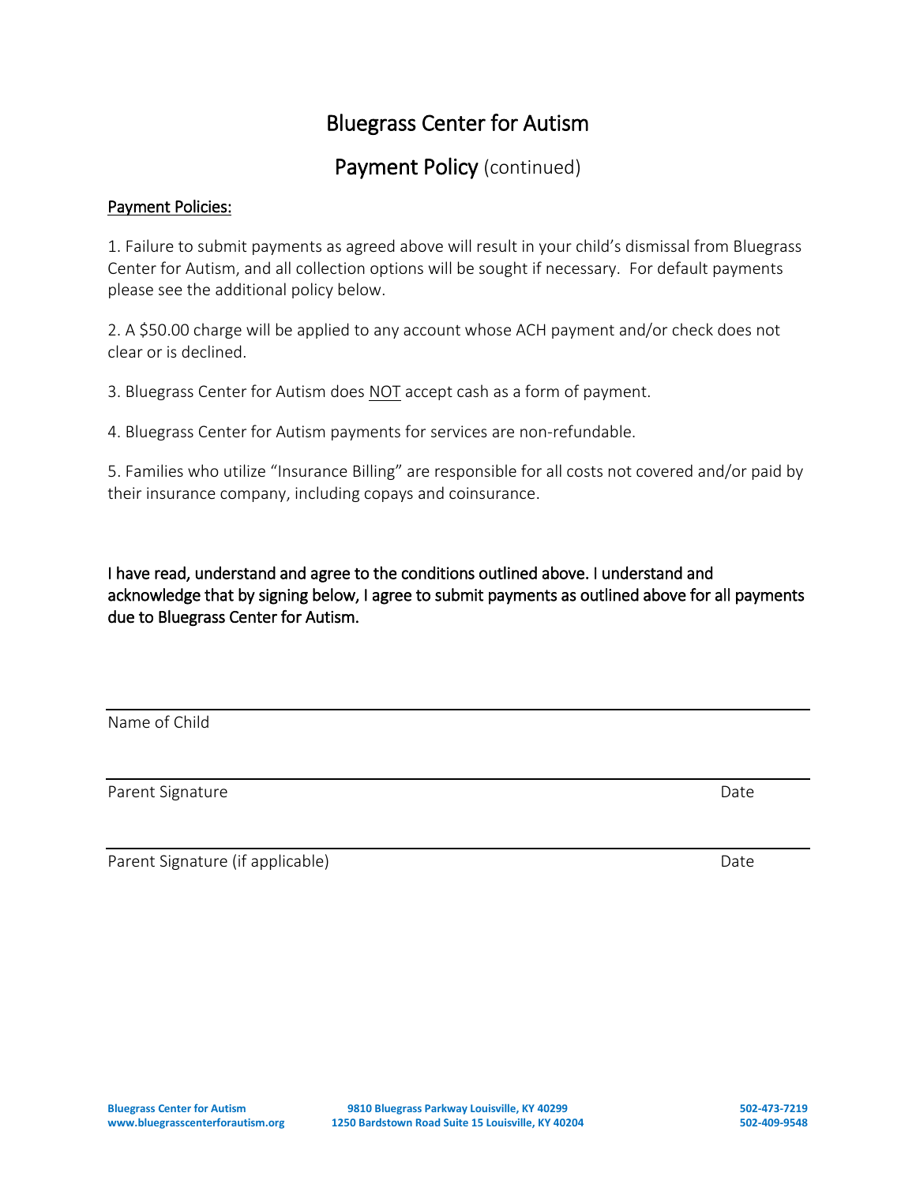# Bluegrass Center for Autism

## Payment Policy (continued)

<u>Payment Policies:</u>

1. Failure to submit payments as agreed above will result in your child's dismissal from Bluegrass Center for Autism, and all collection options will be sought if necessary. For default payments please see the additional policy below.

2. A $50.00 charge will be applied to any account whose ACH payment and/or check does not clear or is declined.

3. Bluegrass Center for Autism does <u>NOT</u> accept cash as a form of payment.

4. Bluegrass Center for Autism payments for services are non-refundable.

5. Families who utilize "Insurance Billing" are responsible for all costs not covered and/or paid by their insurance company, including copays and coinsurance.

I have read, understand and agree to the conditions outlined above. I understand and acknowledge that by signing below, I agree to submit payments as outlined above for all payments due to Bluegrass Center for Autism.

_______________________________________________
Name of Child

_______________________________________________
Parent Signature                                                                 Date

_______________________________________________
Parent Signature (if applicable)                                                 Date

**Bluegrass Center for Autism** **9810 Bluegrass Parkway Louisville, KY 40299** **502-473-7219**
**www.bluegrasscenterforautism.org** **1250 Bardstown Road Suite 15 Louisville, KY 40204** **502-409-9548**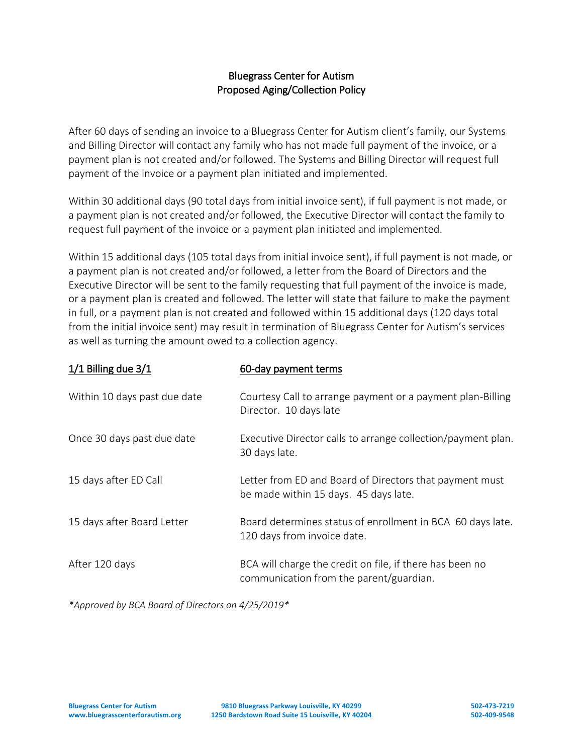# Bluegrass Center for Autism
## Proposed Aging/Collection Policy

After 60 days of sending an invoice to a Bluegrass Center for Autism client's family, our Systems and Billing Director will contact any family who has not made full payment of the invoice, or a payment plan is not created and/or followed. The Systems and Billing Director will request full payment of the invoice or a payment plan initiated and implemented.

Within 30 additional days (90 total days from initial invoice sent), if full payment is not made, or a payment plan is not created and/or followed, the Executive Director will contact the family to request full payment of the invoice or a payment plan initiated and implemented.

Within 15 additional days (105 total days from initial invoice sent), if full payment is not made, or a payment plan is not created and/or followed, a letter from the Board of Directors and the Executive Director will be sent to the family requesting that full payment of the invoice is made, or a payment plan is created and followed. The letter will state that failure to make the payment in full, or a payment plan is not created and followed within 15 additional days (120 days total from the initial invoice sent) may result in termination of Bluegrass Center for Autism's services as well as turning the amount owed to a collection agency.

| 1/1 Billing due 3/1 | 60-day payment terms |
|---|---|
| Within 10 days past due date | Courtesy Call to arrange payment or a payment plan-Billing Director. 10 days late |
| Once 30 days past due date | Executive Director calls to arrange collection/payment plan. 30 days late. |
| 15 days after ED Call | Letter from ED and Board of Directors that payment must be made within 15 days. 45 days late. |
| 15 days after Board Letter | Board determines status of enrollment in BCA 60 days late. 120 days from invoice date. |
| After 120 days | BCA will charge the credit on file, if there has been no communication from the parent/guardian. |

*\*Approved by BCA Board of Directors on 4/25/2019\**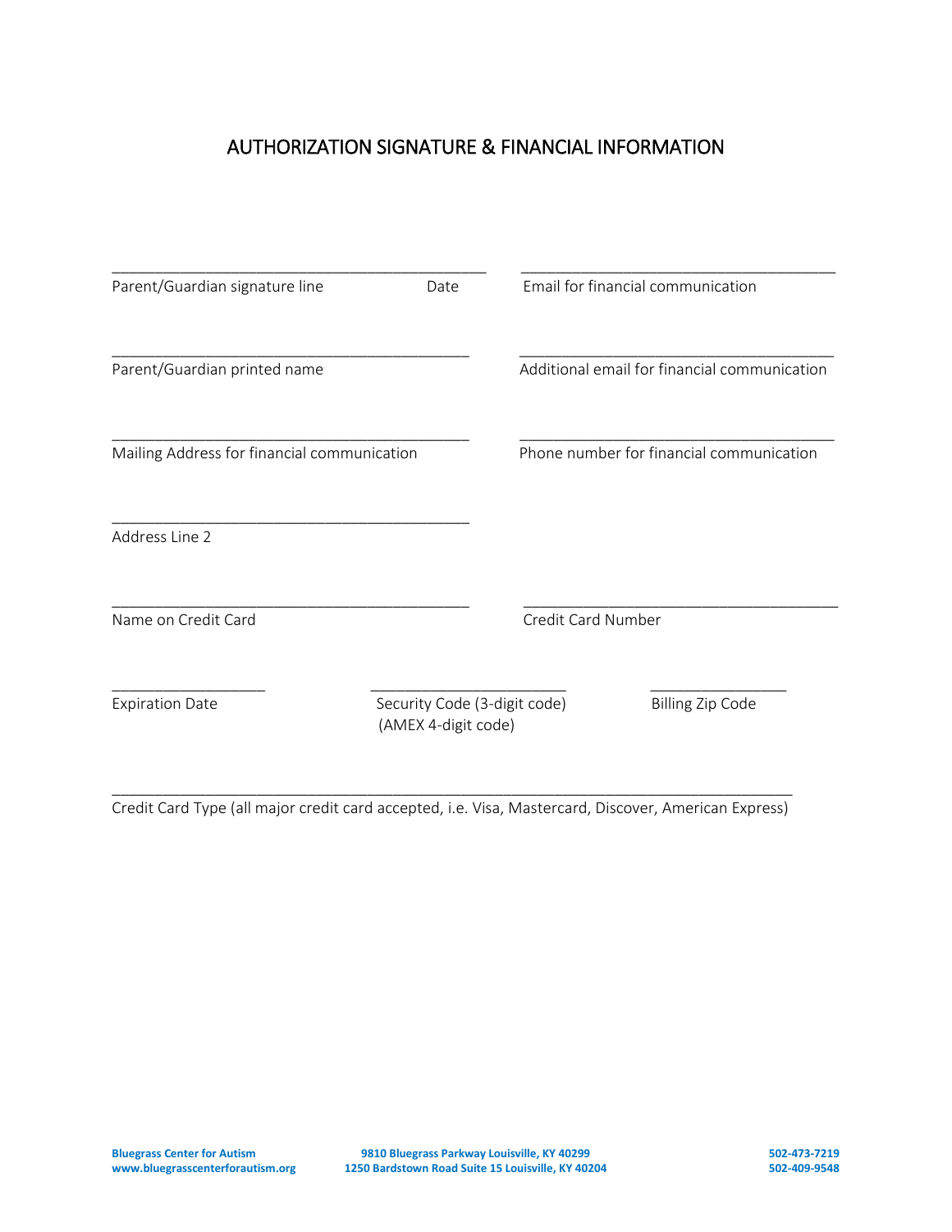# AUTHORIZATION SIGNATURE & FINANCIAL INFORMATION

_____________________________________________ &nbsp;&nbsp;&nbsp;&nbsp; _____________________________________
Parent/Guardian signature line &nbsp;&nbsp;&nbsp;&nbsp; Date &nbsp;&nbsp;&nbsp;&nbsp; Email for financial communication

_____________________________________________ &nbsp;&nbsp;&nbsp;&nbsp; _____________________________________
Parent/Guardian printed name &nbsp;&nbsp;&nbsp;&nbsp; Additional email for financial communication

_____________________________________________ &nbsp;&nbsp;&nbsp;&nbsp; _____________________________________
Mailing Address for financial communication &nbsp;&nbsp;&nbsp;&nbsp; Phone number for financial communication

_____________________________________________
Address Line 2

_____________________________________________ &nbsp;&nbsp;&nbsp;&nbsp; _____________________________________
Name on Credit Card &nbsp;&nbsp;&nbsp;&nbsp; Credit Card Number

__________________ &nbsp;&nbsp;&nbsp;&nbsp; _______________________ &nbsp;&nbsp;&nbsp;&nbsp; ________________
Expiration Date &nbsp;&nbsp;&nbsp;&nbsp; Security Code (3-digit code) (AMEX 4-digit code) &nbsp;&nbsp;&nbsp;&nbsp; Billing Zip Code

_________________________________________________________________________________
Credit Card Type (all major credit card accepted, i.e. Visa, Mastercard, Discover, American Express)

**Bluegrass Center for Autism** &nbsp;&nbsp;&nbsp;&nbsp; **9810 Bluegrass Parkway Louisville, KY 40299** &nbsp;&nbsp;&nbsp;&nbsp; **502-473-7219**
**www.bluegrasscenterforautism.org** &nbsp;&nbsp;&nbsp;&nbsp; **1250 Bardstown Road Suite 15 Louisville, KY 40204** &nbsp;&nbsp;&nbsp;&nbsp; **502-409-9548**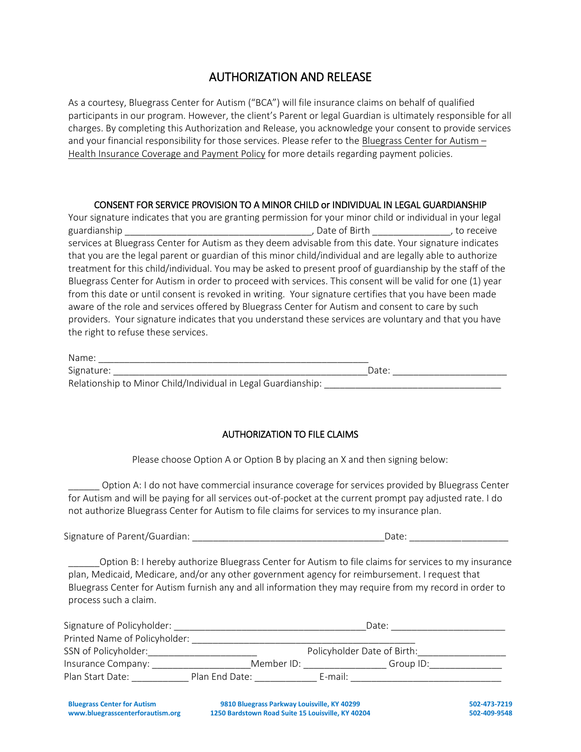# AUTHORIZATION AND RELEASE

As a courtesy, Bluegrass Center for Autism ("BCA") will file insurance claims on behalf of qualified participants in our program. However, the client's Parent or legal Guardian is ultimately responsible for all charges. By completing this Authorization and Release, you acknowledge your consent to provide services and your financial responsibility for those services. Please refer to the Bluegrass Center for Autism – Health Insurance Coverage and Payment Policy for more details regarding payment policies.

## CONSENT FOR SERVICE PROVISION TO A MINOR CHILD or INDIVIDUAL IN LEGAL GUARDIANSHIP

Your signature indicates that you are granting permission for your minor child or individual in your legal guardianship ___________________________________, Date of Birth ______________, to receive services at Bluegrass Center for Autism as they deem advisable from this date. Your signature indicates that you are the legal parent or guardian of this minor child/individual and are legally able to authorize treatment for this child/individual. You may be asked to present proof of guardianship by the staff of the Bluegrass Center for Autism in order to proceed with services. This consent will be valid for one (1) year from this date or until consent is revoked in writing. Your signature certifies that you have been made aware of the role and services offered by Bluegrass Center for Autism and consent to care by such providers. Your signature indicates that you understand these services are voluntary and that you have the right to refuse these services.

Name: ____________________________________________________

Signature: ________________________________________________Date: _____________________

Relationship to Minor Child/Individual in Legal Guardianship: _________________________________

## AUTHORIZATION TO FILE CLAIMS

Please choose Option A or Option B by placing an X and then signing below:

______ Option A: I do not have commercial insurance coverage for services provided by Bluegrass Center for Autism and will be paying for all services out-of-pocket at the current prompt pay adjusted rate. I do not authorize Bluegrass Center for Autism to file claims for services to my insurance plan.

Signature of Parent/Guardian: ____________________________________Date: __________________

______Option B: I hereby authorize Bluegrass Center for Autism to file claims for services to my insurance plan, Medicaid, Medicare, and/or any other government agency for reimbursement. I request that Bluegrass Center for Autism furnish any and all information they may require from my record in order to process such a claim.

Signature of Policyholder: ____________________________________Date: _____________________

Printed Name of Policyholder: ___________________________________________

SSN of Policyholder:_____________________ Policyholder Date of Birth:________________

Insurance Company: ___________________Member ID: _______________ Group ID:_____________

Plan Start Date: ___________ Plan End Date: ____________ E-mail: ____________________________

Bluegrass Center for Autism
www.bluegrasscenterforautism.org

9810 Bluegrass Parkway Louisville, KY 40299
1250 Bardstown Road Suite 15 Louisville, KY 40204

502-473-7219
502-409-9548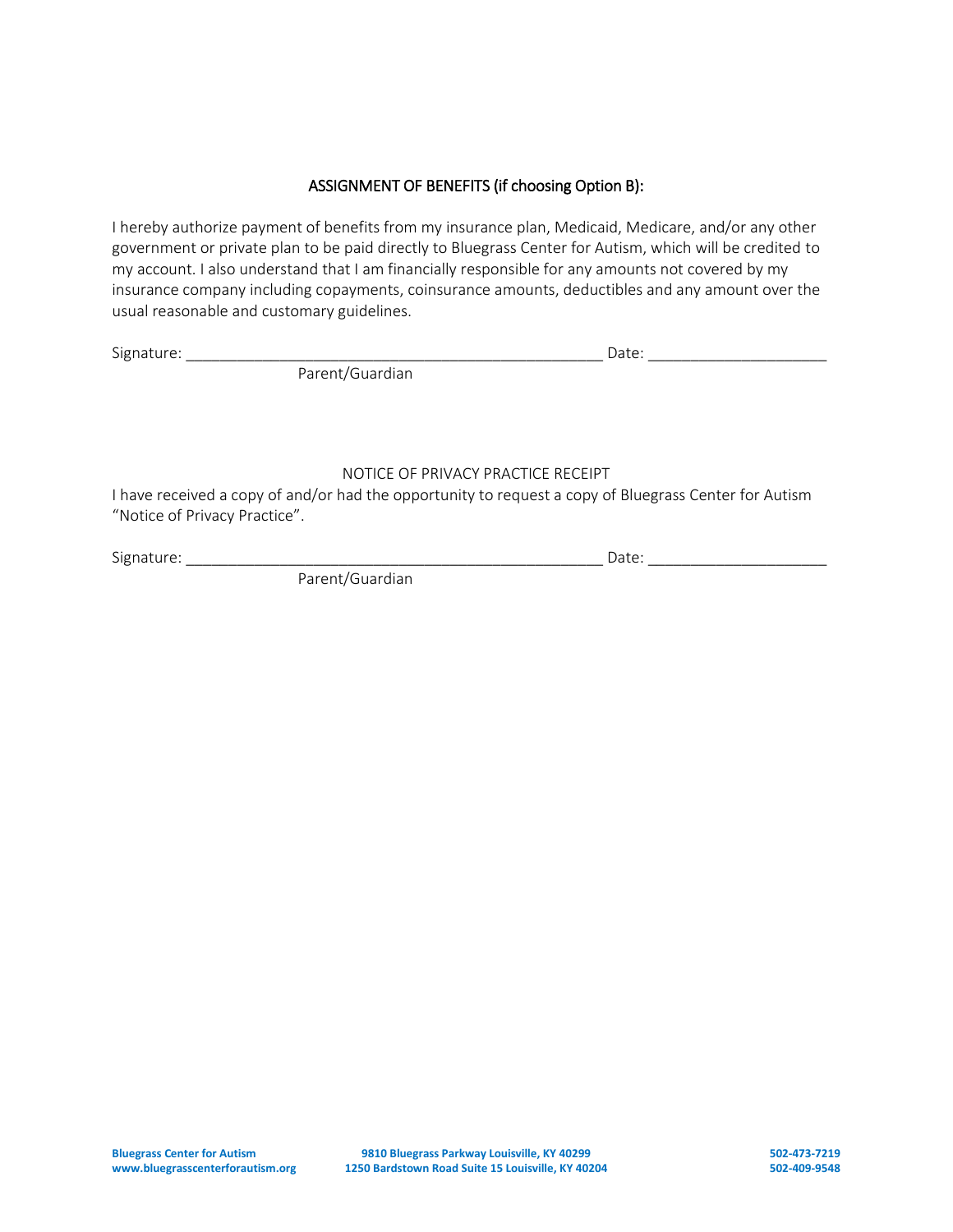## ASSIGNMENT OF BENEFITS (if choosing Option B):

I hereby authorize payment of benefits from my insurance plan, Medicaid, Medicare, and/or any other government or private plan to be paid directly to Bluegrass Center for Autism, which will be credited to my account. I also understand that I am financially responsible for any amounts not covered by my insurance company including copayments, coinsurance amounts, deductibles and any amount over the usual reasonable and customary guidelines.

Signature: ___________________________________________________ Date: _____________________

Parent/Guardian

## NOTICE OF PRIVACY PRACTICE RECEIPT

I have received a copy of and/or had the opportunity to request a copy of Bluegrass Center for Autism "Notice of Privacy Practice".

Signature: ___________________________________________________ Date: _____________________

Parent/Guardian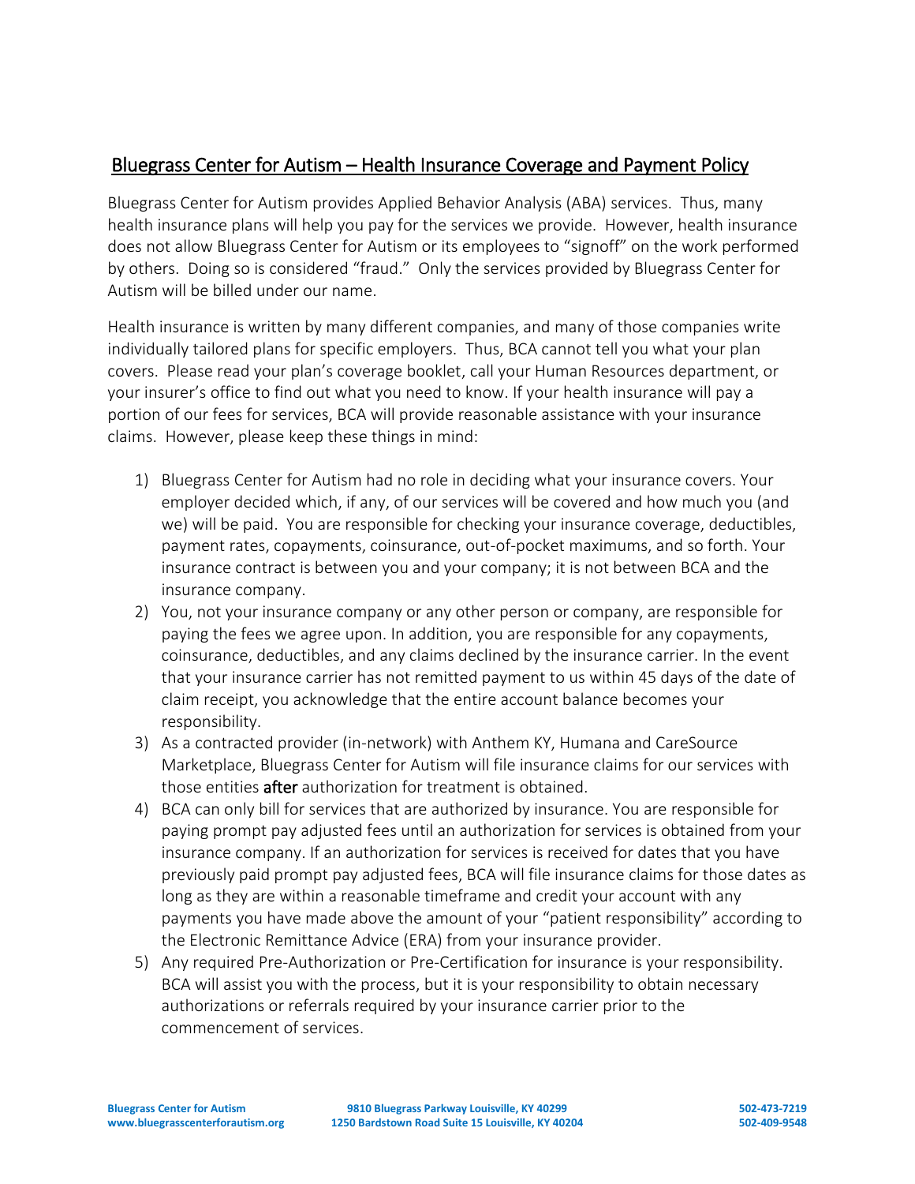## Bluegrass Center for Autism – Health Insurance Coverage and Payment Policy

Bluegrass Center for Autism provides Applied Behavior Analysis (ABA) services. Thus, many health insurance plans will help you pay for the services we provide. However, health insurance does not allow Bluegrass Center for Autism or its employees to "signoff" on the work performed by others. Doing so is considered "fraud." Only the services provided by Bluegrass Center for Autism will be billed under our name.

Health insurance is written by many different companies, and many of those companies write individually tailored plans for specific employers. Thus, BCA cannot tell you what your plan covers. Please read your plan's coverage booklet, call your Human Resources department, or your insurer's office to find out what you need to know. If your health insurance will pay a portion of our fees for services, BCA will provide reasonable assistance with your insurance claims. However, please keep these things in mind:

1) Bluegrass Center for Autism had no role in deciding what your insurance covers. Your employer decided which, if any, of our services will be covered and how much you (and we) will be paid. You are responsible for checking your insurance coverage, deductibles, payment rates, copayments, coinsurance, out-of-pocket maximums, and so forth. Your insurance contract is between you and your company; it is not between BCA and the insurance company.
2) You, not your insurance company or any other person or company, are responsible for paying the fees we agree upon. In addition, you are responsible for any copayments, coinsurance, deductibles, and any claims declined by the insurance carrier. In the event that your insurance carrier has not remitted payment to us within 45 days of the date of claim receipt, you acknowledge that the entire account balance becomes your responsibility.
3) As a contracted provider (in-network) with Anthem KY, Humana and CareSource Marketplace, Bluegrass Center for Autism will file insurance claims for our services with those entities **after** authorization for treatment is obtained.
4) BCA can only bill for services that are authorized by insurance. You are responsible for paying prompt pay adjusted fees until an authorization for services is obtained from your insurance company. If an authorization for services is received for dates that you have previously paid prompt pay adjusted fees, BCA will file insurance claims for those dates as long as they are within a reasonable timeframe and credit your account with any payments you have made above the amount of your "patient responsibility" according to the Electronic Remittance Advice (ERA) from your insurance provider.
5) Any required Pre-Authorization or Pre-Certification for insurance is your responsibility. BCA will assist you with the process, but it is your responsibility to obtain necessary authorizations or referrals required by your insurance carrier prior to the commencement of services.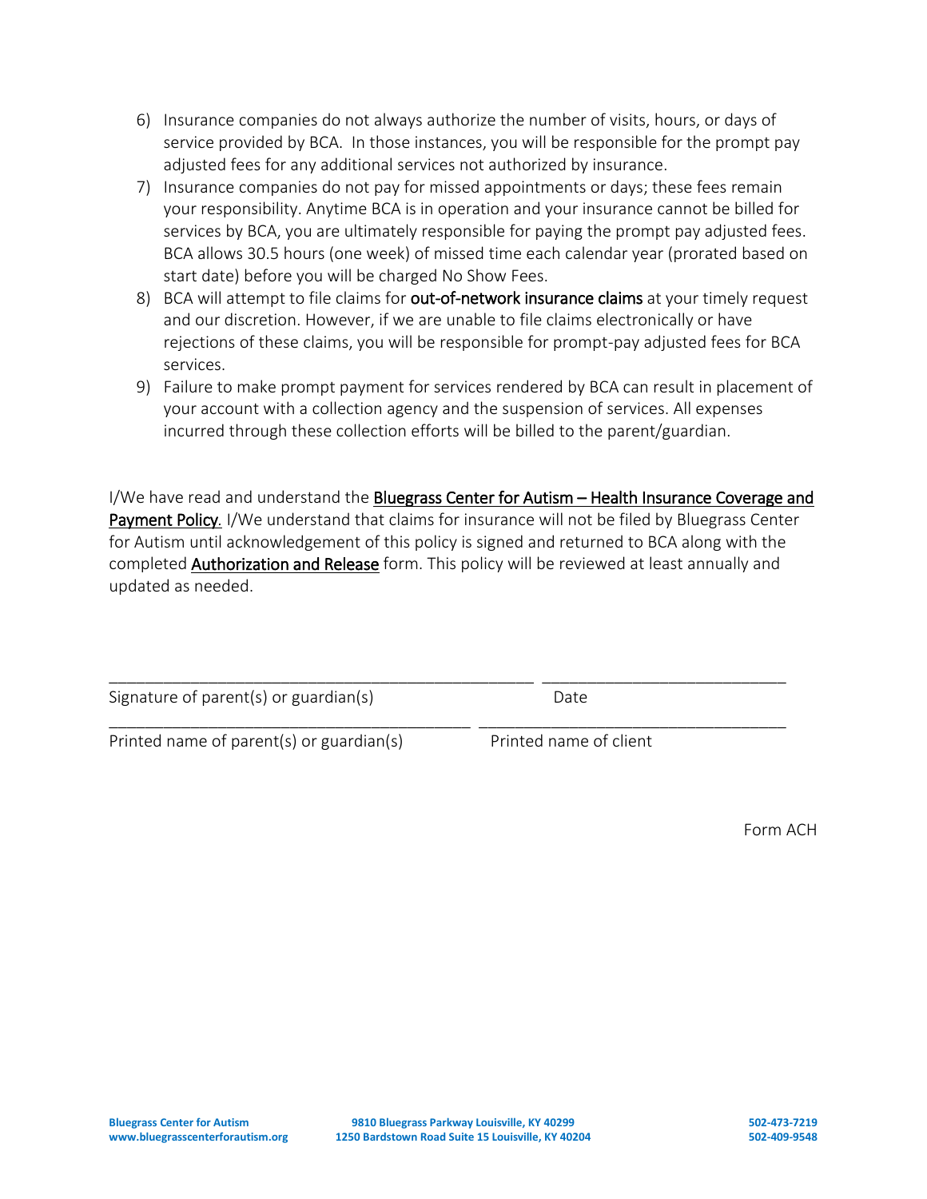6) Insurance companies do not always authorize the number of visits, hours, or days of service provided by BCA. In those instances, you will be responsible for the prompt pay adjusted fees for any additional services not authorized by insurance.
7) Insurance companies do not pay for missed appointments or days; these fees remain your responsibility. Anytime BCA is in operation and your insurance cannot be billed for services by BCA, you are ultimately responsible for paying the prompt pay adjusted fees. BCA allows 30.5 hours (one week) of missed time each calendar year (prorated based on start date) before you will be charged No Show Fees.
8) BCA will attempt to file claims for out-of-network insurance claims at your timely request and our discretion. However, if we are unable to file claims electronically or have rejections of these claims, you will be responsible for prompt-pay adjusted fees for BCA services.
9) Failure to make prompt payment for services rendered by BCA can result in placement of your account with a collection agency and the suspension of services. All expenses incurred through these collection efforts will be billed to the parent/guardian.

I/We have read and understand the <u>Bluegrass Center for Autism – Health Insurance Coverage and Payment Policy</u>. I/We understand that claims for insurance will not be filed by Bluegrass Center for Autism until acknowledgement of this policy is signed and returned to BCA along with the completed <u>Authorization and Release</u> form. This policy will be reviewed at least annually and updated as needed.

\_\_\_\_\_\_\_\_\_\_\_\_\_\_\_\_\_\_\_\_\_\_\_\_\_\_\_\_\_\_\_\_\_\_\_\_\_\_\_\_\_\_\_\_ \_\_\_\_\_\_\_\_\_\_\_\_\_\_\_\_\_\_\_\_\_\_\_\_\_\_\_\_

Signature of parent(s) or guardian(s) Date

\_\_\_\_\_\_\_\_\_\_\_\_\_\_\_\_\_\_\_\_\_\_\_\_\_\_\_\_\_\_\_\_\_\_\_\_\_\_\_\_ \_\_\_\_\_\_\_\_\_\_\_\_\_\_\_\_\_\_\_\_\_\_\_\_\_\_\_\_\_\_\_\_\_\_\_

Printed name of parent(s) or guardian(s) Printed name of client

Form ACH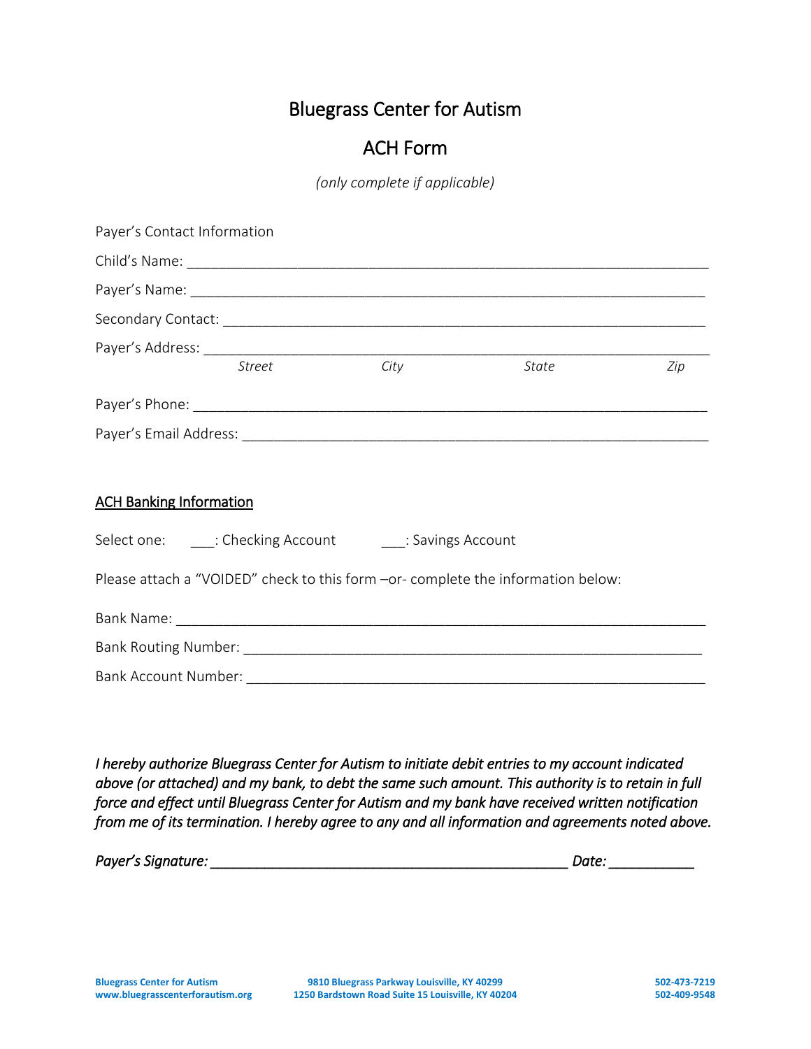# Bluegrass Center for Autism

## ACH Form

*(only complete if applicable)*

Payer's Contact Information

Child's Name: ___________________________________________________________________

Payer's Name: ___________________________________________________________________

Secondary Contact: _______________________________________________________________

Payer's Address: _________________________________________________________________

*Street* *City* *State* *Zip*

Payer's Phone: __________________________________________________________________

Payer's Email Address: ____________________________________________________________

<u>ACH Banking Information</u>

Select one: ___: Checking Account ___: Savings Account

Please attach a "VOIDED" check to this form –or- complete the information below:

Bank Name: _____________________________________________________________________

Bank Routing Number: ____________________________________________________________

Bank Account Number: ____________________________________________________________

*I hereby authorize Bluegrass Center for Autism to initiate debit entries to my account indicated above (or attached) and my bank, to debt the same such amount. This authority is to retain in full force and effect until Bluegrass Center for Autism and my bank have received written notification from me of its termination. I hereby agree to any and all information and agreements noted above.*

*Payer's Signature:* _______________________________________________ *Date:* ___________

**Bluegrass Center for Autism**
**www.bluegrasscenterforautism.org**

**9810 Bluegrass Parkway Louisville, KY 40299**
**1250 Bardstown Road Suite 15 Louisville, KY 40204**

**502-473-7219**
**502-409-9548**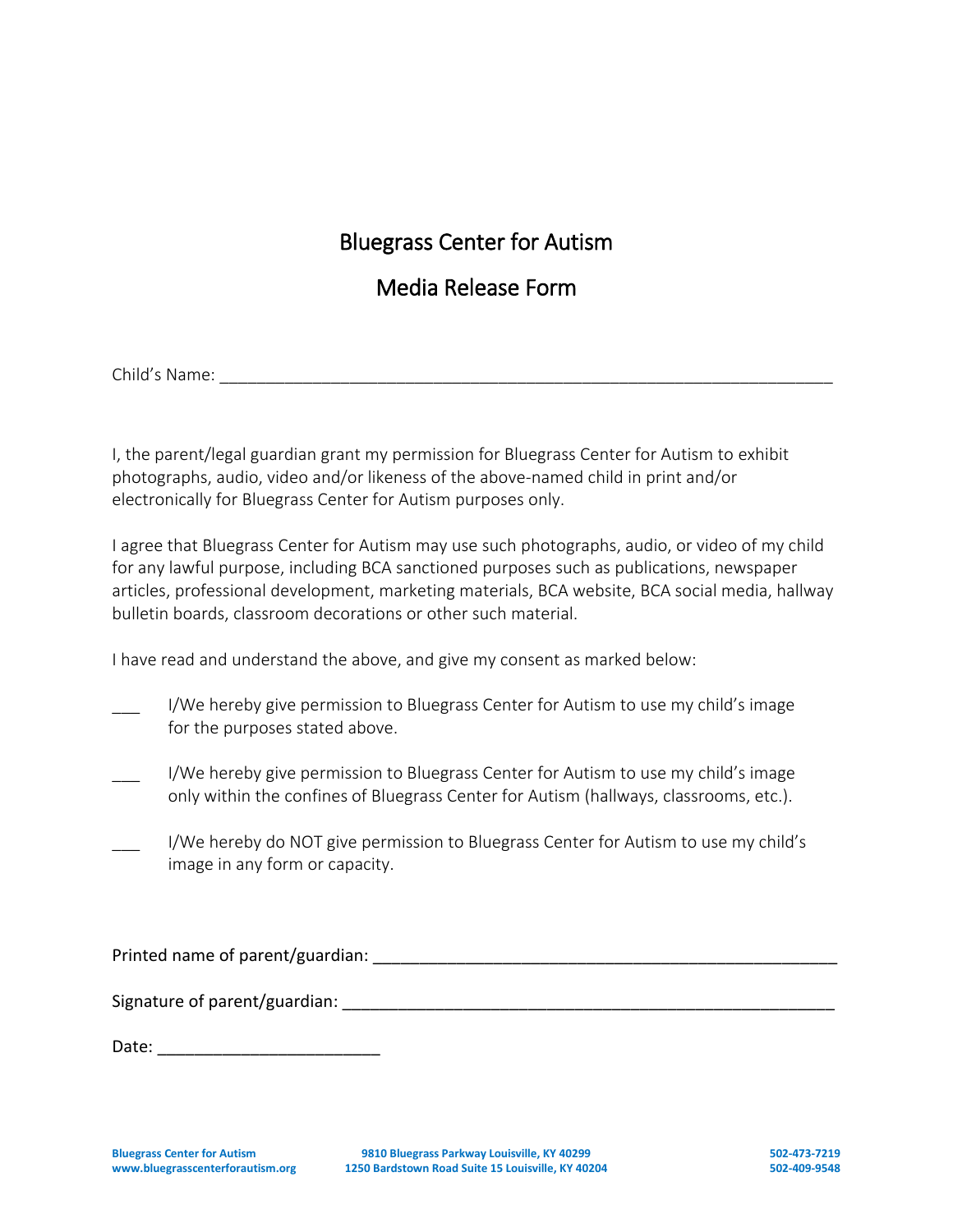# Bluegrass Center for Autism

## Media Release Form

Child's Name: ___________________________________________________________________

I, the parent/legal guardian grant my permission for Bluegrass Center for Autism to exhibit photographs, audio, video and/or likeness of the above-named child in print and/or electronically for Bluegrass Center for Autism purposes only.

I agree that Bluegrass Center for Autism may use such photographs, audio, or video of my child for any lawful purpose, including BCA sanctioned purposes such as publications, newspaper articles, professional development, marketing materials, BCA website, BCA social media, hallway bulletin boards, classroom decorations or other such material.

I have read and understand the above, and give my consent as marked below:

___ I/We hereby give permission to Bluegrass Center for Autism to use my child's image for the purposes stated above.

___ I/We hereby give permission to Bluegrass Center for Autism to use my child's image only within the confines of Bluegrass Center for Autism (hallways, classrooms, etc.).

___ I/We hereby do NOT give permission to Bluegrass Center for Autism to use my child's image in any form or capacity.

Printed name of parent/guardian: ___________________________________________________

Signature of parent/guardian: ______________________________________________________

Date: ________________________

**Bluegrass Center for Autism** **9810 Bluegrass Parkway Louisville, KY 40299** **502-473-7219**
**www.bluegrasscenterforautism.org** **1250 Bardstown Road Suite 15 Louisville, KY 40204** **502-409-9548**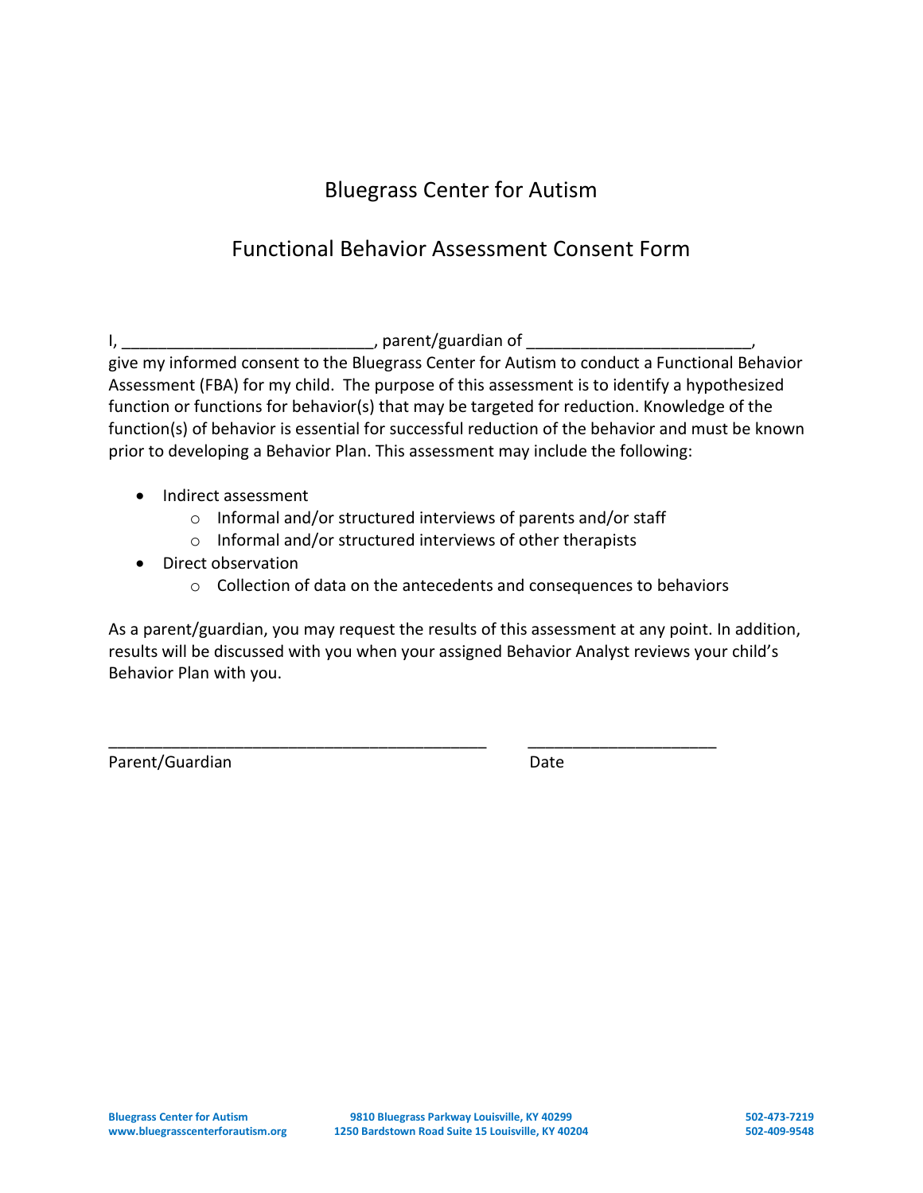# Bluegrass Center for Autism

## Functional Behavior Assessment Consent Form

I, ____________________________, parent/guardian of _________________________, give my informed consent to the Bluegrass Center for Autism to conduct a Functional Behavior Assessment (FBA) for my child. The purpose of this assessment is to identify a hypothesized function or functions for behavior(s) that may be targeted for reduction. Knowledge of the function(s) of behavior is essential for successful reduction of the behavior and must be known prior to developing a Behavior Plan. This assessment may include the following:

- Indirect assessment
  - Informal and/or structured interviews of parents and/or staff
  - Informal and/or structured interviews of other therapists
- Direct observation
  - Collection of data on the antecedents and consequences to behaviors

As a parent/guardian, you may request the results of this assessment at any point. In addition, results will be discussed with you when your assigned Behavior Analyst reviews your child's Behavior Plan with you.

___________________________________________ _____________________

Parent/Guardian Date

Bluegrass Center for Autism
www.bluegrasscenterforautism.org

9810 Bluegrass Parkway Louisville, KY 40299
1250 Bardstown Road Suite 15 Louisville, KY 40204

502-473-7219
502-409-9548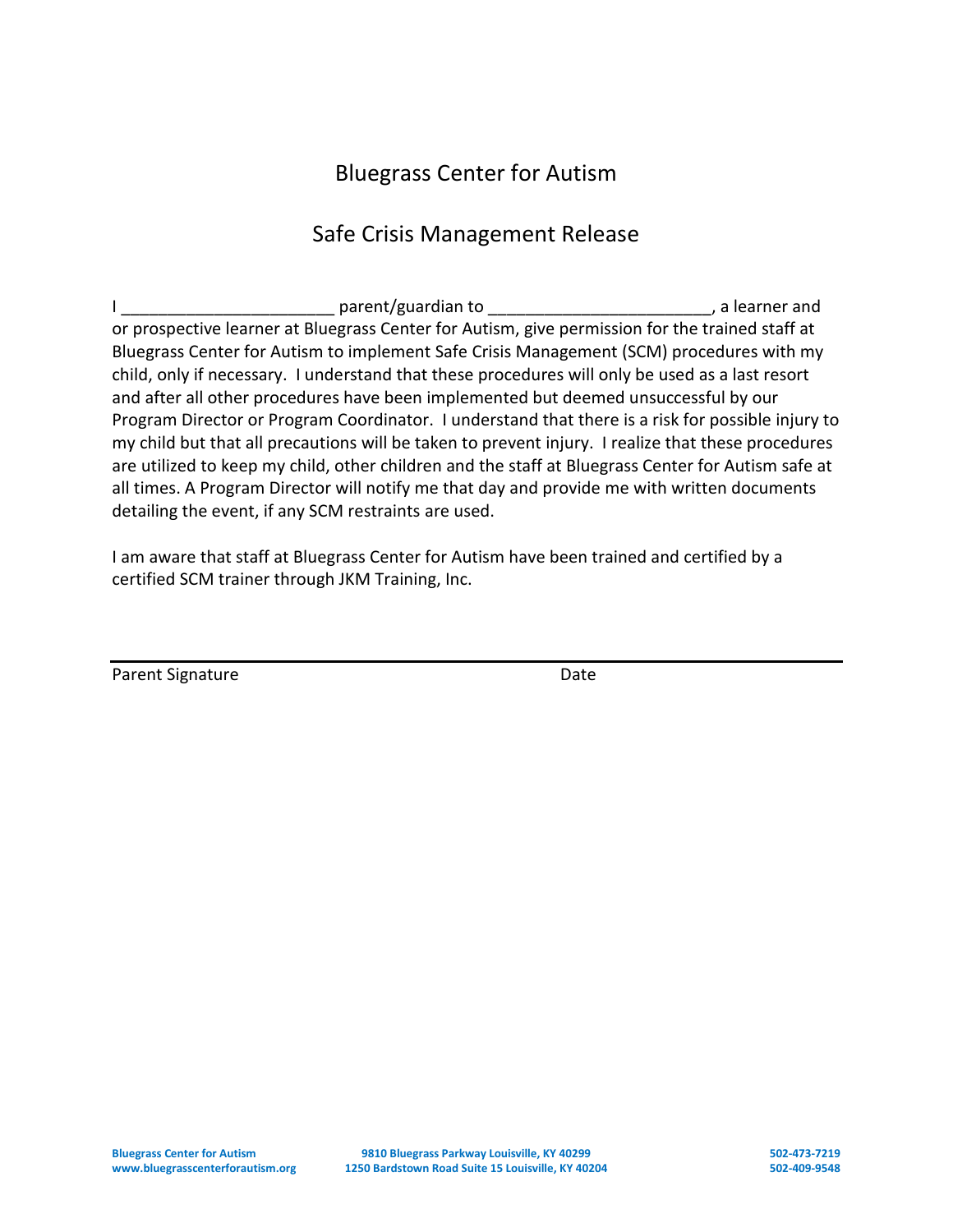# Bluegrass Center for Autism

## Safe Crisis Management Release

I _______________________ parent/guardian to ________________________, a learner and or prospective learner at Bluegrass Center for Autism, give permission for the trained staff at Bluegrass Center for Autism to implement Safe Crisis Management (SCM) procedures with my child, only if necessary. I understand that these procedures will only be used as a last resort and after all other procedures have been implemented but deemed unsuccessful by our Program Director or Program Coordinator. I understand that there is a risk for possible injury to my child but that all precautions will be taken to prevent injury. I realize that these procedures are utilized to keep my child, other children and the staff at Bluegrass Center for Autism safe at all times. A Program Director will notify me that day and provide me with written documents detailing the event, if any SCM restraints are used.

I am aware that staff at Bluegrass Center for Autism have been trained and certified by a certified SCM trainer through JKM Training, Inc.

Parent Signature                                        Date

**Bluegrass Center for Autism** **www.bluegrasscenterforautism.org**

**9810 Bluegrass Parkway Louisville, KY 40299** **1250 Bardstown Road Suite 15 Louisville, KY 40204**

**502-473-7219** **502-409-9548**